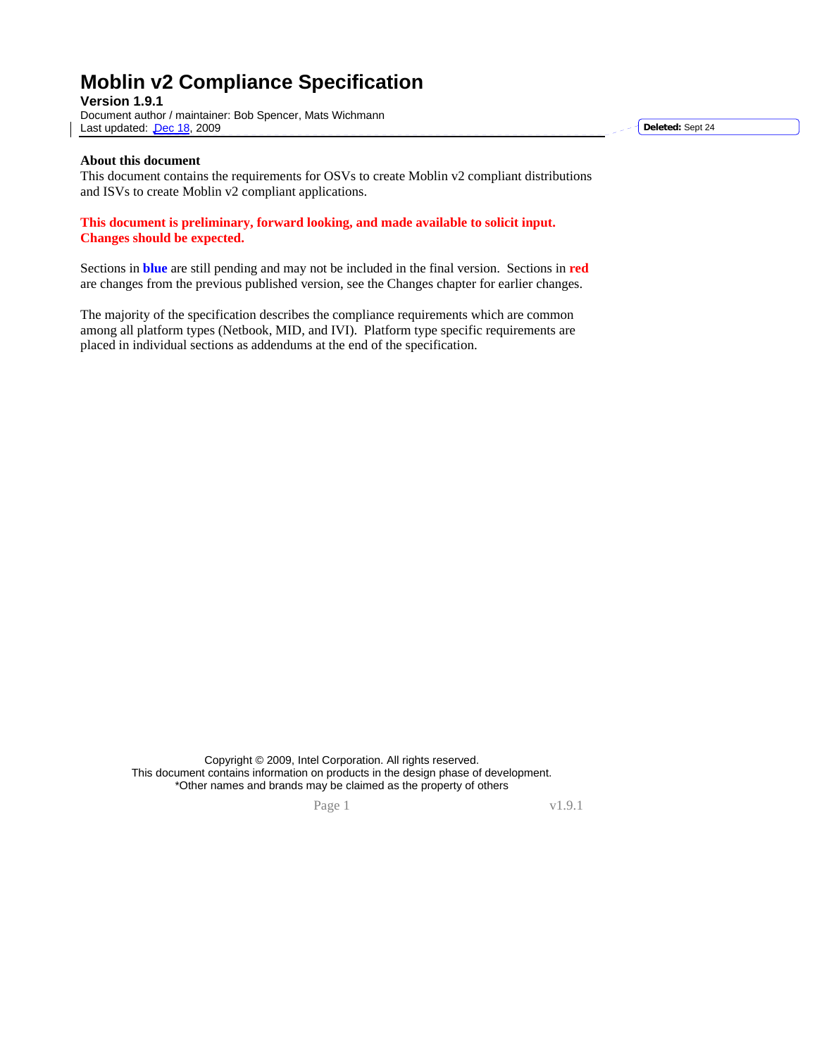# Moblin v2 Compliance Specification

**Version 1.9.1**

Document author / maintainer: Bob Spencer, Mats Wichmann

Last updated: Dec 18, 2009

**About this document**

This document contains the requirements for OSVs to create Moblin v2 compliant distributions and ISVs to create Moblin v2 compliant applications.

**This document is preliminary, forward looking, and made available to solicit input. Changes should be expected.**

Sections in **blue** are still pending and may not be included in the final version. Sections in **red** are changes from the previous published version, see the Changes chapter for earlier changes.

The majority of the specification describes the compliance requirements which are common among all platform types (Netbook, MID, and IVI). Platform type specific requirements are placed in individual sections as addendums at the end of the specification.

Copyright © 2009, Intel Corporation. All rights reserved.

This document contains information on products in the design phase of development.

*Other names and brands may be claimed as the property of others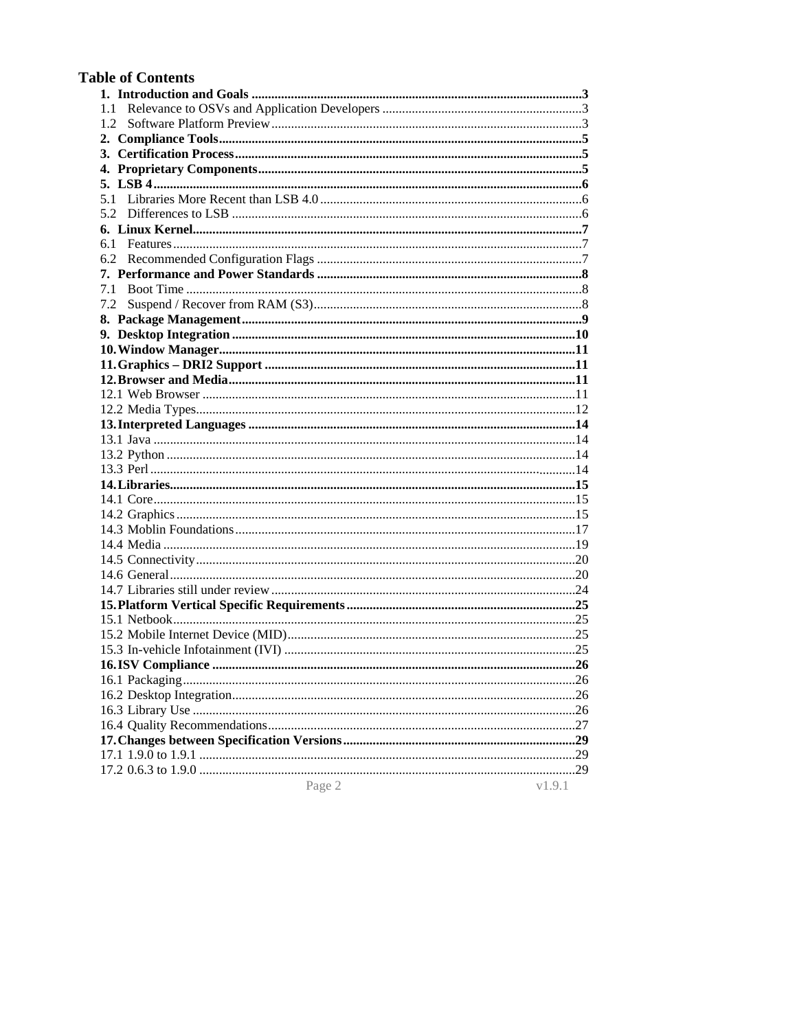# Table of Contents

**1. Introduction and Goals** .......... **3**
1.1 Relevance to OSVs and Application Developers .......... 3
1.2 Software Platform Preview .......... 3
**2. Compliance Tools** .......... **5**
**3. Certification Process** .......... **5**
**4. Proprietary Components** .......... **5**
**5. LSB 4** .......... **6**
5.1 Libraries More Recent than LSB 4.0 .......... 6
5.2 Differences to LSB .......... 6
**6. Linux Kernel** .......... **7**
6.1 Features .......... 7
6.2 Recommended Configuration Flags .......... 7
**7. Performance and Power Standards** .......... **8**
7.1 Boot Time .......... 8
7.2 Suspend / Recover from RAM (S3) .......... 8
**8. Package Management** .......... **9**
**9. Desktop Integration** .......... **10**
**10. Window Manager** .......... **11**
**11. Graphics – DRI2 Support** .......... **11**
**12. Browser and Media** .......... **11**
12.1 Web Browser .......... 11
12.2 Media Types .......... 12
**13. Interpreted Languages** .......... **14**
13.1 Java .......... 14
13.2 Python .......... 14
13.3 Perl .......... 14
**14. Libraries** .......... **15**
14.1 Core .......... 15
14.2 Graphics .......... 15
14.3 Moblin Foundations .......... 17
14.4 Media .......... 19
14.5 Connectivity .......... 20
14.6 General .......... 20
14.7 Libraries still under review .......... 24
**15. Platform Vertical Specific Requirements** .......... **25**
15.1 Netbook .......... 25
15.2 Mobile Internet Device (MID) .......... 25
15.3 In-vehicle Infotainment (IVI) .......... 25
**16. ISV Compliance** .......... **26**
16.1 Packaging .......... 26
16.2 Desktop Integration .......... 26
16.3 Library Use .......... 26
16.4 Quality Recommendations .......... 27
**17. Changes between Specification Versions** .......... **29**
17.1 1.9.0 to 1.9.1 .......... 29
17.2 0.6.3 to 1.9.0 .......... 29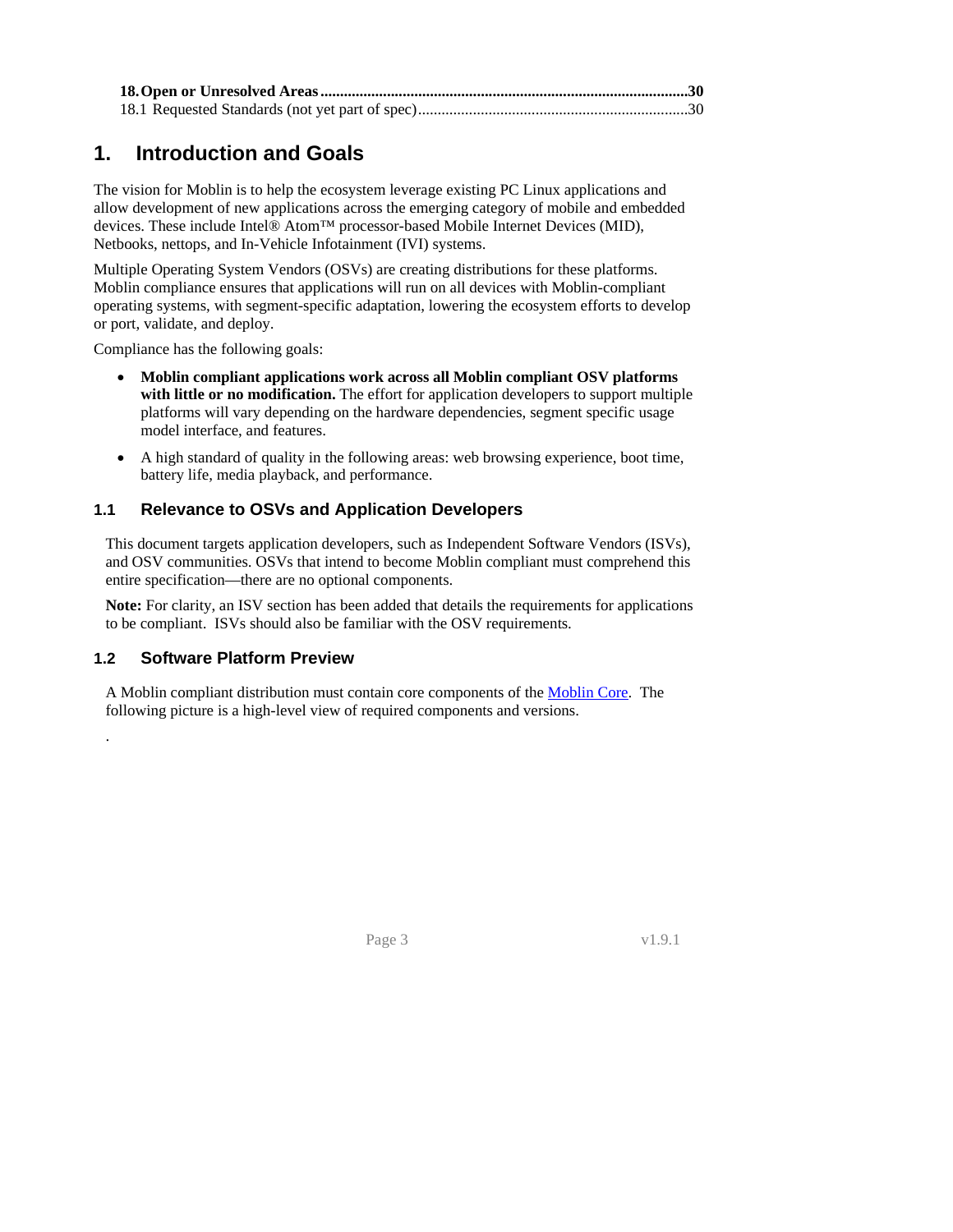**18. Open or Unresolved Areas .......................................................................................... 30**
18.1 Requested Standards (not yet part of spec) ........................................................................ 30

# 1. Introduction and Goals

The vision for Moblin is to help the ecosystem leverage existing PC Linux applications and allow development of new applications across the emerging category of mobile and embedded devices. These include Intel® Atom™ processor-based Mobile Internet Devices (MID), Netbooks, nettops, and In-Vehicle Infotainment (IVI) systems.

Multiple Operating System Vendors (OSVs) are creating distributions for these platforms. Moblin compliance ensures that applications will run on all devices with Moblin-compliant operating systems, with segment-specific adaptation, lowering the ecosystem efforts to develop or port, validate, and deploy.

Compliance has the following goals:

- **Moblin compliant applications work across all Moblin compliant OSV platforms with little or no modification.** The effort for application developers to support multiple platforms will vary depending on the hardware dependencies, segment specific usage model interface, and features.
- A high standard of quality in the following areas: web browsing experience, boot time, battery life, media playback, and performance.

## 1.1 Relevance to OSVs and Application Developers

This document targets application developers, such as Independent Software Vendors (ISVs), and OSV communities. OSVs that intend to become Moblin compliant must comprehend this entire specification—there are no optional components.

**Note:** For clarity, an ISV section has been added that details the requirements for applications to be compliant. ISVs should also be familiar with the OSV requirements.

## 1.2 Software Platform Preview

A Moblin compliant distribution must contain core components of the Moblin Core. The following picture is a high-level view of required components and versions.

.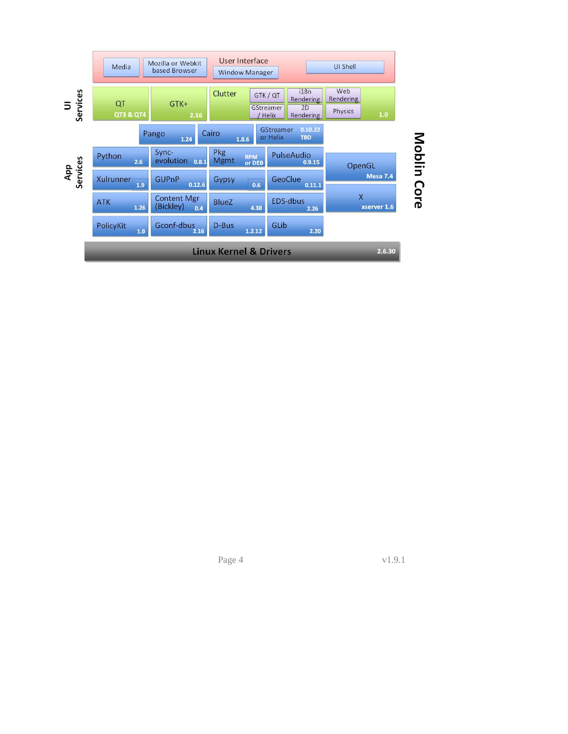**Moblin Core**

**User Interface**

| Media | Mozilla or Webkit based Browser | Window Manager | UI Shell |
|---|---|---|---|

**UI Services**

| Component | Version |
|---|---|
| QT | QT3 & QT4 |
| GTK+ | 2.16 |
| Clutter (GTK / QT, i18n Rendering, Web Rendering, GStreamer / Helix, 2D Rendering, Physics) | 1.0 |
| Pango | 1.24 |
| Cairo | 1.8.6 |
| GStreamer or Helix | 0.10.22 / TBD |

**App Services**

| Component | Version |
|---|---|
| Python | 2.6 |
| Sync-evolution | 0.8.1 |
| Pkg Mgmt | RPM or DEB |
| PulseAudio | 0.9.15 |
| Xulrunner | 1.9 |
| GUPnP | 0.12.6 |
| Gypsy | 0.6 |
| GeoClue | 0.11.1 |
| ATK | 1.26 |
| Content Mgr (Bickley) | 0.4 |
| BlueZ | 4.38 |
| EDS-dbus | 2.26 |
| PolicyKit | 1.0 |
| Gconf-dbus | 2.16 |
| D-Bus | 1.2.12 |
| GLib | 2.20 |
| OpenGL | Mesa 7.4 |
| X | xserver 1.6 |

**Linux Kernel & Drivers** 2.6.30

v1.9.1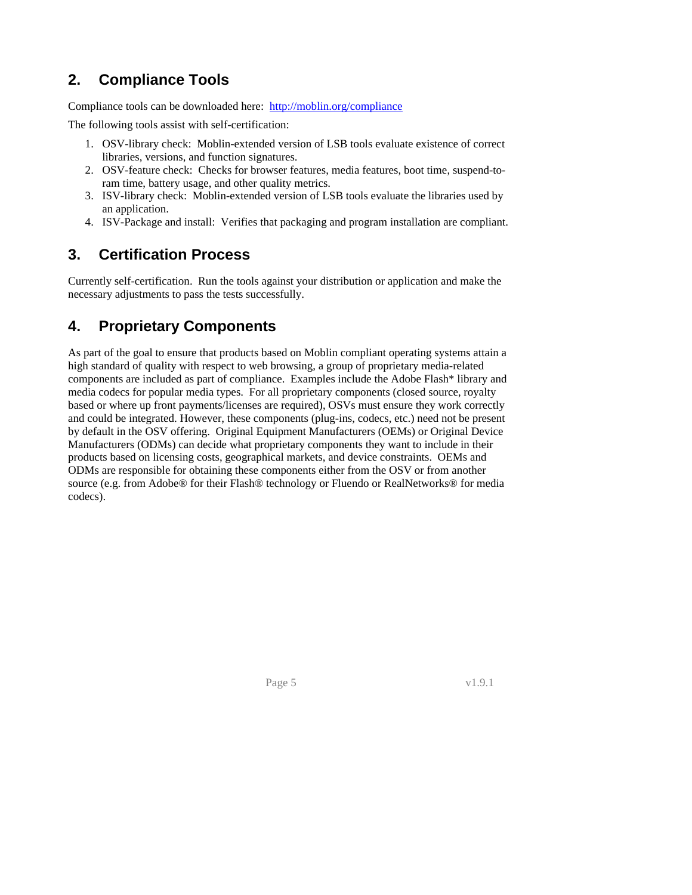## 2. Compliance Tools

Compliance tools can be downloaded here: [http://moblin.org/compliance](http://moblin.org/compliance)

The following tools assist with self-certification:

1. OSV-library check: Moblin-extended version of LSB tools evaluate existence of correct libraries, versions, and function signatures.
2. OSV-feature check: Checks for browser features, media features, boot time, suspend-to-ram time, battery usage, and other quality metrics.
3. ISV-library check: Moblin-extended version of LSB tools evaluate the libraries used by an application.
4. ISV-Package and install: Verifies that packaging and program installation are compliant.

## 3. Certification Process

Currently self-certification. Run the tools against your distribution or application and make the necessary adjustments to pass the tests successfully.

## 4. Proprietary Components

As part of the goal to ensure that products based on Moblin compliant operating systems attain a high standard of quality with respect to web browsing, a group of proprietary media-related components are included as part of compliance. Examples include the Adobe Flash* library and media codecs for popular media types. For all proprietary components (closed source, royalty based or where up front payments/licenses are required), OSVs must ensure they work correctly and could be integrated. However, these components (plug-ins, codecs, etc.) need not be present by default in the OSV offering. Original Equipment Manufacturers (OEMs) or Original Device Manufacturers (ODMs) can decide what proprietary components they want to include in their products based on licensing costs, geographical markets, and device constraints. OEMs and ODMs are responsible for obtaining these components either from the OSV or from another source (e.g. from Adobe® for their Flash® technology or Fluendo or RealNetworks® for media codecs).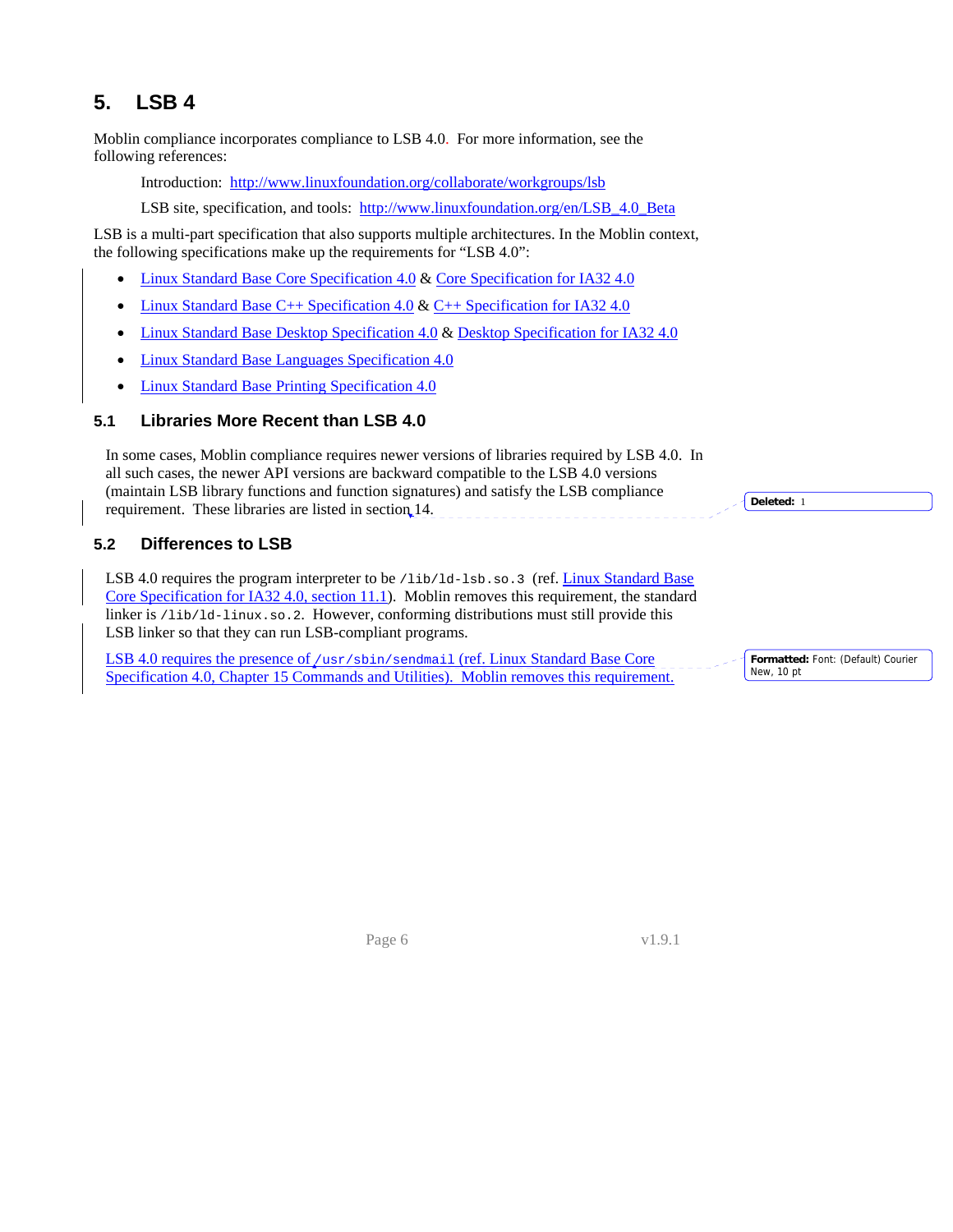# 5. LSB 4

Moblin compliance incorporates compliance to LSB 4.0. For more information, see the following references:

Introduction: http://www.linuxfoundation.org/collaborate/workgroups/lsb

LSB site, specification, and tools: http://www.linuxfoundation.org/en/LSB_4.0_Beta

LSB is a multi-part specification that also supports multiple architectures. In the Moblin context, the following specifications make up the requirements for "LSB 4.0":

- Linux Standard Base Core Specification 4.0 & Core Specification for IA32 4.0
- Linux Standard Base C++ Specification 4.0 & C++ Specification for IA32 4.0
- Linux Standard Base Desktop Specification 4.0 & Desktop Specification for IA32 4.0
- Linux Standard Base Languages Specification 4.0
- Linux Standard Base Printing Specification 4.0

## 5.1 Libraries More Recent than LSB 4.0

In some cases, Moblin compliance requires newer versions of libraries required by LSB 4.0. In all such cases, the newer API versions are backward compatible to the LSB 4.0 versions (maintain LSB library functions and function signatures) and satisfy the LSB compliance requirement. These libraries are listed in section 14.

## 5.2 Differences to LSB

LSB 4.0 requires the program interpreter to be `/lib/ld-lsb.so.3` (ref. Linux Standard Base Core Specification for IA32 4.0, section 11.1). Moblin removes this requirement, the standard linker is `/lib/ld-linux.so.2`. However, conforming distributions must still provide this LSB linker so that they can run LSB-compliant programs.

LSB 4.0 requires the presence of `/usr/sbin/sendmail` (ref. Linux Standard Base Core Specification 4.0, Chapter 15 Commands and Utilities). Moblin removes this requirement.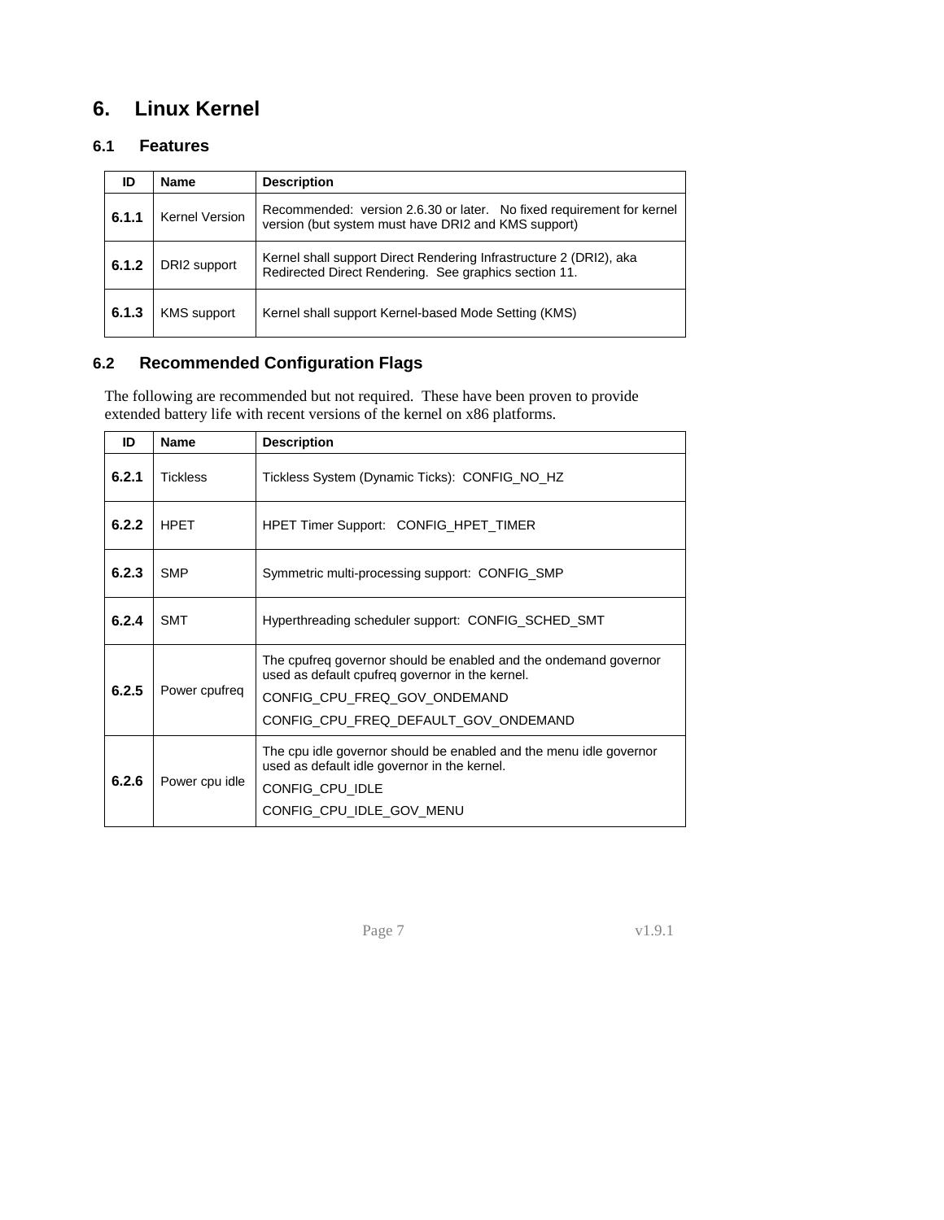# 6. Linux Kernel

## 6.1 Features

| ID | Name | Description |
|---|---|---|
| **6.1.1** | Kernel Version | Recommended: version 2.6.30 or later. No fixed requirement for kernel version (but system must have DRI2 and KMS support) |
| **6.1.2** | DRI2 support | Kernel shall support Direct Rendering Infrastructure 2 (DRI2), aka Redirected Direct Rendering. See graphics section 11. |
| **6.1.3** | KMS support | Kernel shall support Kernel-based Mode Setting (KMS) |

## 6.2 Recommended Configuration Flags

The following are recommended but not required. These have been proven to provide extended battery life with recent versions of the kernel on x86 platforms.

| ID | Name | Description |
|---|---|---|
| **6.2.1** | Tickless | Tickless System (Dynamic Ticks): CONFIG_NO_HZ |
| **6.2.2** | HPET | HPET Timer Support: CONFIG_HPET_TIMER |
| **6.2.3** | SMP | Symmetric multi-processing support: CONFIG_SMP |
| **6.2.4** | SMT | Hyperthreading scheduler support: CONFIG_SCHED_SMT |
| **6.2.5** | Power cpufreq | The cpufreq governor should be enabled and the ondemand governor used as default cpufreq governor in the kernel.<br>CONFIG_CPU_FREQ_GOV_ONDEMAND<br>CONFIG_CPU_FREQ_DEFAULT_GOV_ONDEMAND |
| **6.2.6** | Power cpu idle | The cpu idle governor should be enabled and the menu idle governor used as default idle governor in the kernel.<br>CONFIG_CPU_IDLE<br>CONFIG_CPU_IDLE_GOV_MENU |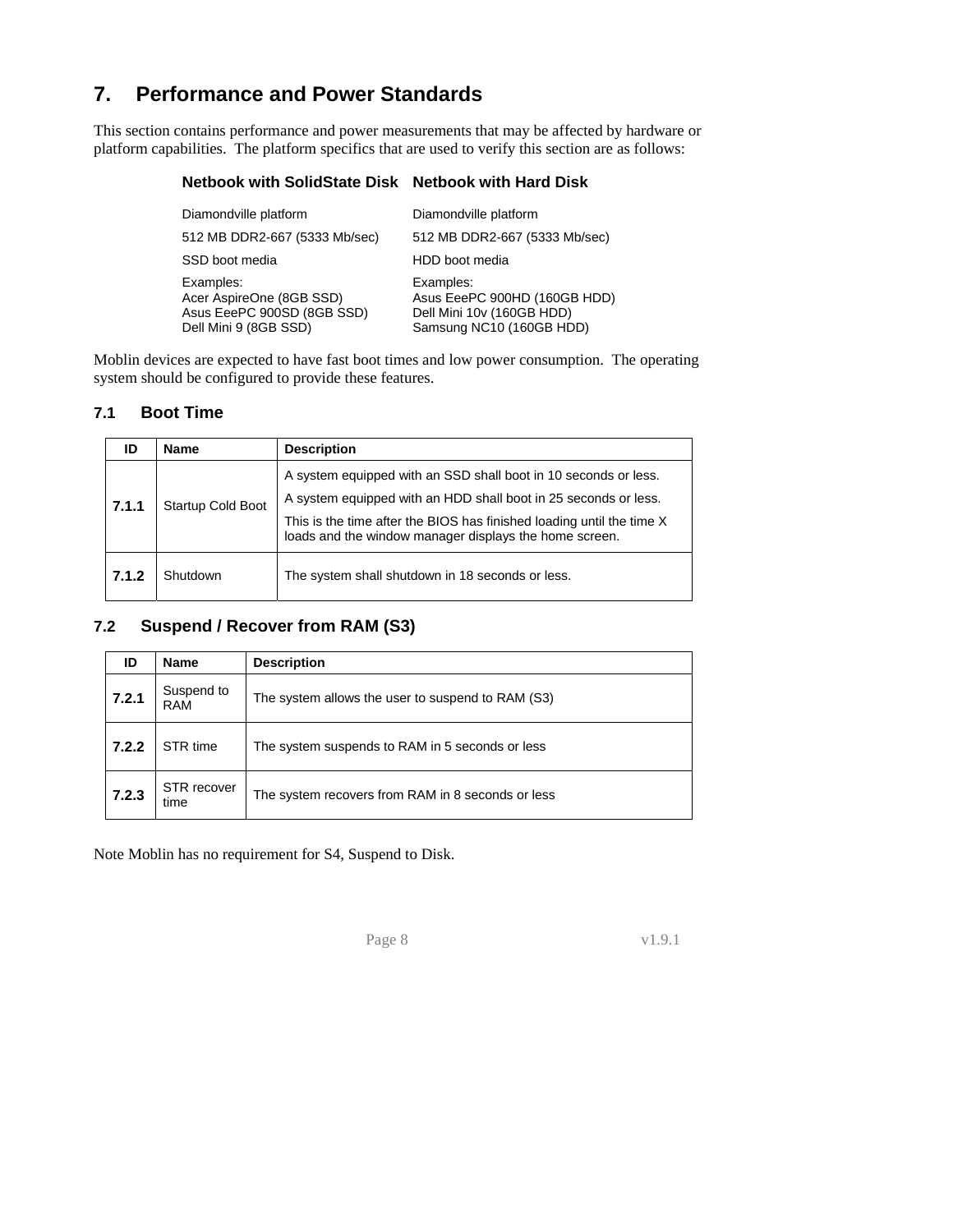# 7. Performance and Power Standards

This section contains performance and power measurements that may be affected by hardware or platform capabilities. The platform specifics that are used to verify this section are as follows:

| Netbook with SolidState Disk | Netbook with Hard Disk |
|---|---|
| Diamondville platform | Diamondville platform |
| 512 MB DDR2-667 (5333 Mb/sec) | 512 MB DDR2-667 (5333 Mb/sec) |
| SSD boot media | HDD boot media |
| Examples:<br>Acer AspireOne (8GB SSD)<br>Asus EeePC 900SD (8GB SSD)<br>Dell Mini 9 (8GB SSD) | Examples:<br>Asus EeePC 900HD (160GB HDD)<br>Dell Mini 10v (160GB HDD)<br>Samsung NC10 (160GB HDD) |

Moblin devices are expected to have fast boot times and low power consumption. The operating system should be configured to provide these features.

## 7.1 Boot Time

| ID | Name | Description |
|---|---|---|
| **7.1.1** | Startup Cold Boot | A system equipped with an SSD shall boot in 10 seconds or less.<br>A system equipped with an HDD shall boot in 25 seconds or less.<br>This is the time after the BIOS has finished loading until the time X loads and the window manager displays the home screen. |
| **7.1.2** | Shutdown | The system shall shutdown in 18 seconds or less. |

## 7.2 Suspend / Recover from RAM (S3)

| ID | Name | Description |
|---|---|---|
| **7.2.1** | Suspend to RAM | The system allows the user to suspend to RAM (S3) |
| **7.2.2** | STR time | The system suspends to RAM in 5 seconds or less |
| **7.2.3** | STR recover time | The system recovers from RAM in 8 seconds or less |

Note Moblin has no requirement for S4, Suspend to Disk.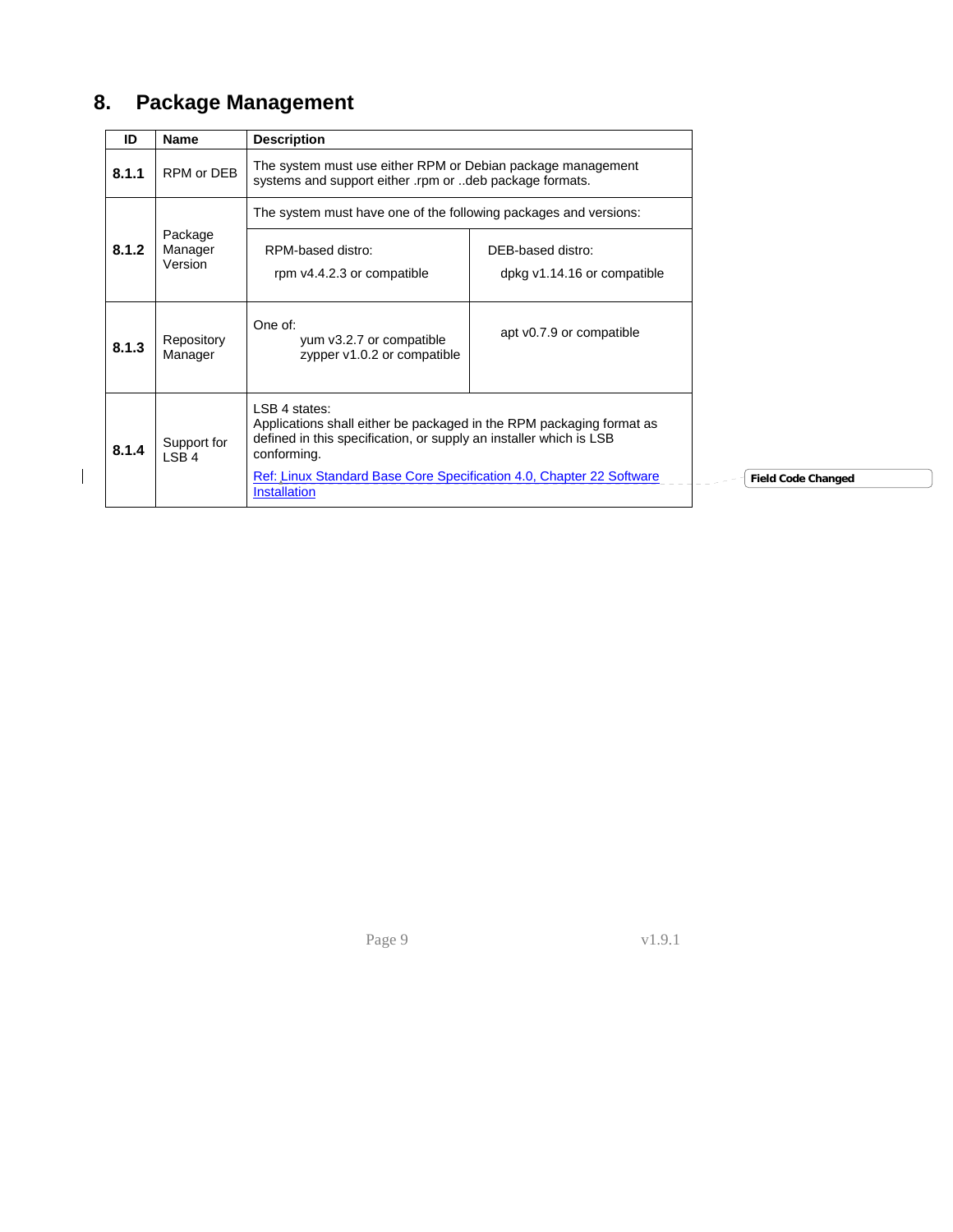# 8. Package Management

| ID | Name | Description | |
|---|---|---|---|
| **8.1.1** | RPM or DEB | The system must use either RPM or Debian package management systems and support either .rpm or ..deb package formats. | |
| **8.1.2** | Package Manager Version | The system must have one of the following packages and versions: | |
| | | RPM-based distro: rpm v4.4.2.3 or compatible | DEB-based distro: dpkg v1.14.16 or compatible |
| **8.1.3** | Repository Manager | One of: yum v3.2.7 or compatible; zypper v1.0.2 or compatible | apt v0.7.9 or compatible |
| **8.1.4** | Support for LSB 4 | LSB 4 states: Applications shall either be packaged in the RPM packaging format as defined in this specification, or supply an installer which is LSB conforming. Ref: Linux Standard Base Core Specification 4.0, Chapter 22 Software Installation | |

Field Code Changed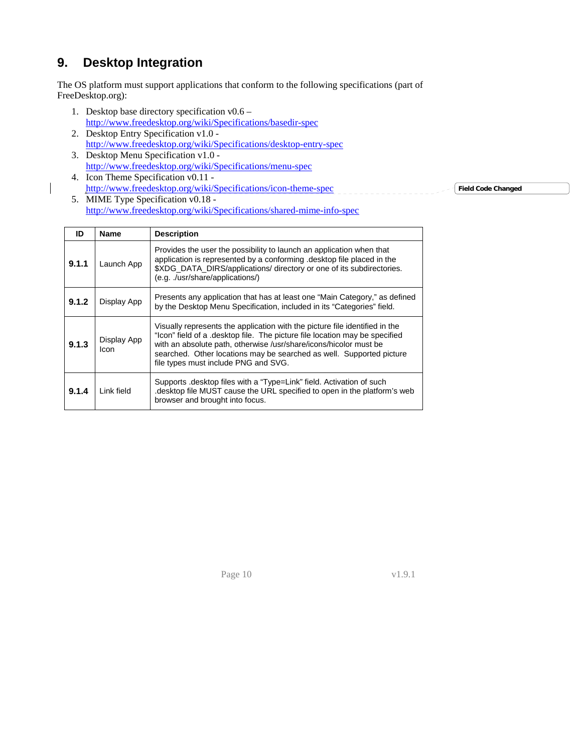# 9. Desktop Integration

The OS platform must support applications that conform to the following specifications (part of FreeDesktop.org):

1. Desktop base directory specification v0.6 – http://www.freedesktop.org/wiki/Specifications/basedir-spec
2. Desktop Entry Specification v1.0 - http://www.freedesktop.org/wiki/Specifications/desktop-entry-spec
3. Desktop Menu Specification v1.0 - http://www.freedesktop.org/wiki/Specifications/menu-spec
4. Icon Theme Specification v0.11 - http://www.freedesktop.org/wiki/Specifications/icon-theme-spec
5. MIME Type Specification v0.18 - http://www.freedesktop.org/wiki/Specifications/shared-mime-info-spec

| ID | Name | Description |
|---|---|---|
| **9.1.1** | Launch App | Provides the user the possibility to launch an application when that application is represented by a conforming .desktop file placed in the $XDG_DATA_DIRS/applications/ directory or one of its subdirectories. (e.g. ./usr/share/applications/) |
| **9.1.2** | Display App | Presents any application that has at least one "Main Category," as defined by the Desktop Menu Specification, included in its "Categories" field. |
| **9.1.3** | Display App Icon | Visually represents the application with the picture file identified in the "Icon" field of a .desktop file. The picture file location may be specified with an absolute path, otherwise /usr/share/icons/hicolor must be searched. Other locations may be searched as well. Supported picture file types must include PNG and SVG. |
| **9.1.4** | Link field | Supports .desktop files with a "Type=Link" field. Activation of such .desktop file MUST cause the URL specified to open in the platform's web browser and brought into focus. |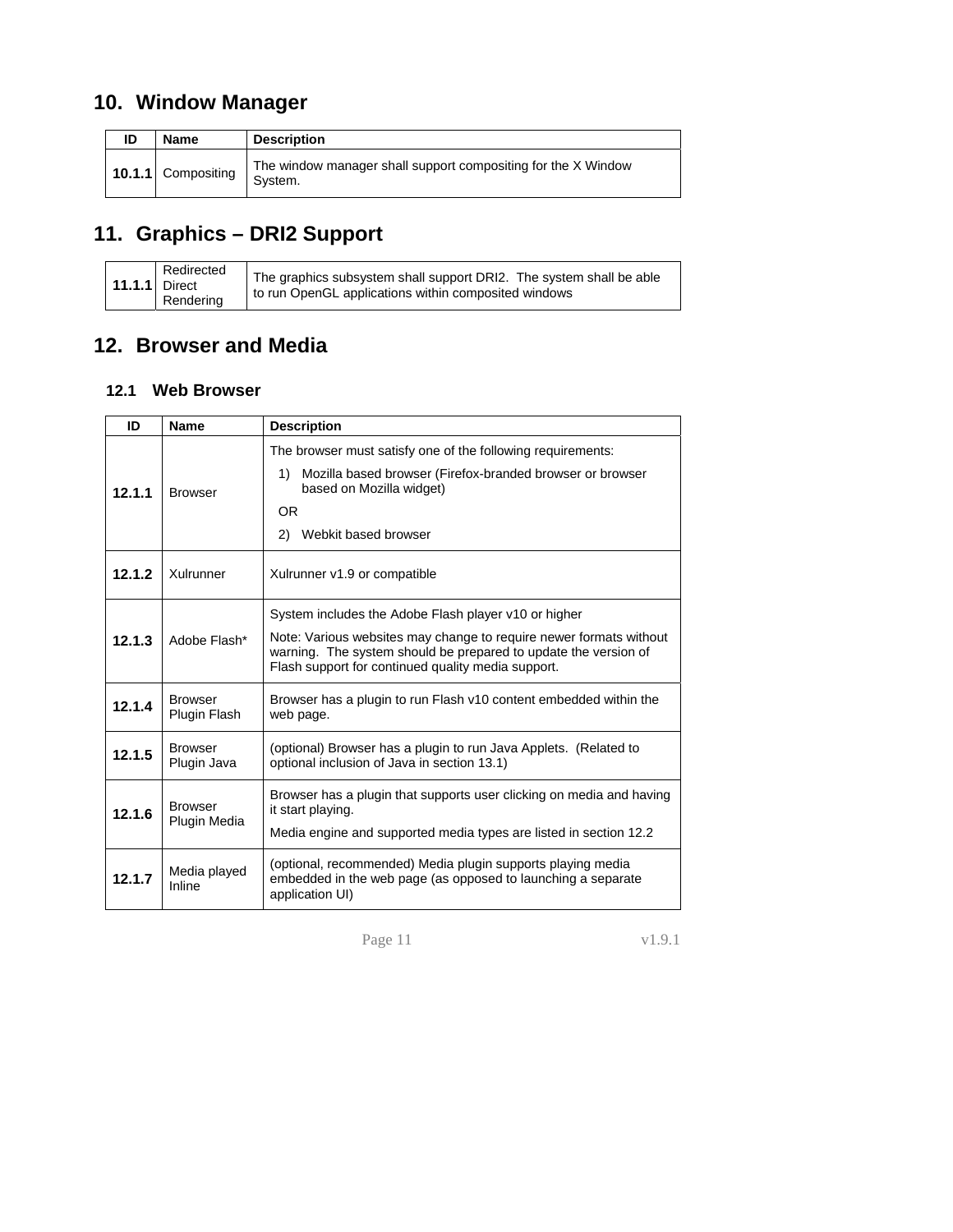# 10. Window Manager

| ID | Name | Description |
|---|---|---|
| **10.1.1** | Compositing | The window manager shall support compositing for the X Window System. |

# 11. Graphics – DRI2 Support

| | | |
|---|---|---|
| **11.1.1** | Redirected Direct Rendering | The graphics subsystem shall support DRI2. The system shall be able to run OpenGL applications within composited windows |

# 12. Browser and Media

## 12.1 Web Browser

| ID | Name | Description |
|---|---|---|
| **12.1.1** | Browser | The browser must satisfy one of the following requirements:<br>1) Mozilla based browser (Firefox-branded browser or browser based on Mozilla widget)<br>OR<br>2) Webkit based browser |
| **12.1.2** | Xulrunner | Xulrunner v1.9 or compatible |
| **12.1.3** | Adobe Flash* | System includes the Adobe Flash player v10 or higher<br>Note: Various websites may change to require newer formats without warning. The system should be prepared to update the version of Flash support for continued quality media support. |
| **12.1.4** | Browser Plugin Flash | Browser has a plugin to run Flash v10 content embedded within the web page. |
| **12.1.5** | Browser Plugin Java | (optional) Browser has a plugin to run Java Applets. (Related to optional inclusion of Java in section 13.1) |
| **12.1.6** | Browser Plugin Media | Browser has a plugin that supports user clicking on media and having it start playing.<br>Media engine and supported media types are listed in section 12.2 |
| **12.1.7** | Media played Inline | (optional, recommended) Media plugin supports playing media embedded in the web page (as opposed to launching a separate application UI) |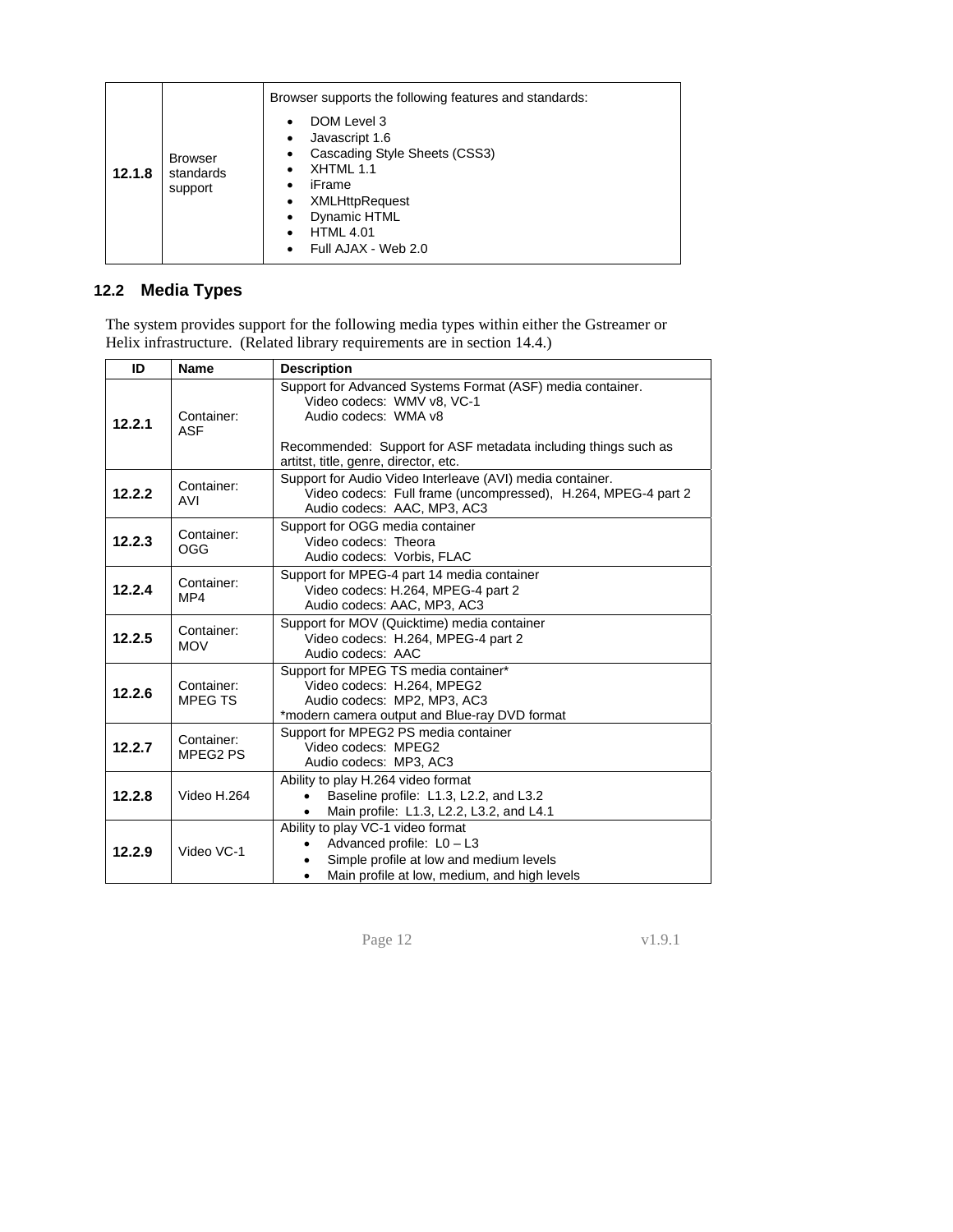| | | |
|---|---|---|
| **12.1.8** | Browser standards support | Browser supports the following features and standards:<br>• DOM Level 3<br>• Javascript 1.6<br>• Cascading Style Sheets (CSS3)<br>• XHTML 1.1<br>• iFrame<br>• XMLHttpRequest<br>• Dynamic HTML<br>• HTML 4.01<br>• Full AJAX - Web 2.0 |

## 12.2 Media Types

The system provides support for the following media types within either the Gstreamer or Helix infrastructure. (Related library requirements are in section 14.4.)

| ID | Name | Description |
|---|---|---|
| **12.2.1** | Container: ASF | Support for Advanced Systems Format (ASF) media container.<br>Video codecs: WMV v8, VC-1<br>Audio codecs: WMA v8<br><br>Recommended: Support for ASF metadata including things such as artitst, title, genre, director, etc. |
| **12.2.2** | Container: AVI | Support for Audio Video Interleave (AVI) media container.<br>Video codecs: Full frame (uncompressed), H.264, MPEG-4 part 2<br>Audio codecs: AAC, MP3, AC3 |
| **12.2.3** | Container: OGG | Support for OGG media container<br>Video codecs: Theora<br>Audio codecs: Vorbis, FLAC |
| **12.2.4** | Container: MP4 | Support for MPEG-4 part 14 media container<br>Video codecs: H.264, MPEG-4 part 2<br>Audio codecs: AAC, MP3, AC3 |
| **12.2.5** | Container: MOV | Support for MOV (Quicktime) media container<br>Video codecs: H.264, MPEG-4 part 2<br>Audio codecs: AAC |
| **12.2.6** | Container: MPEG TS | Support for MPEG TS media container*<br>Video codecs: H.264, MPEG2<br>Audio codecs: MP2, MP3, AC3<br>*modern camera output and Blue-ray DVD format |
| **12.2.7** | Container: MPEG2 PS | Support for MPEG2 PS media container<br>Video codecs: MPEG2<br>Audio codecs: MP3, AC3 |
| **12.2.8** | Video H.264 | Ability to play H.264 video format<br>• Baseline profile: L1.3, L2.2, and L3.2<br>• Main profile: L1.3, L2.2, L3.2, and L4.1 |
| **12.2.9** | Video VC-1 | Ability to play VC-1 video format<br>• Advanced profile: L0 – L3<br>• Simple profile at low and medium levels<br>• Main profile at low, medium, and high levels |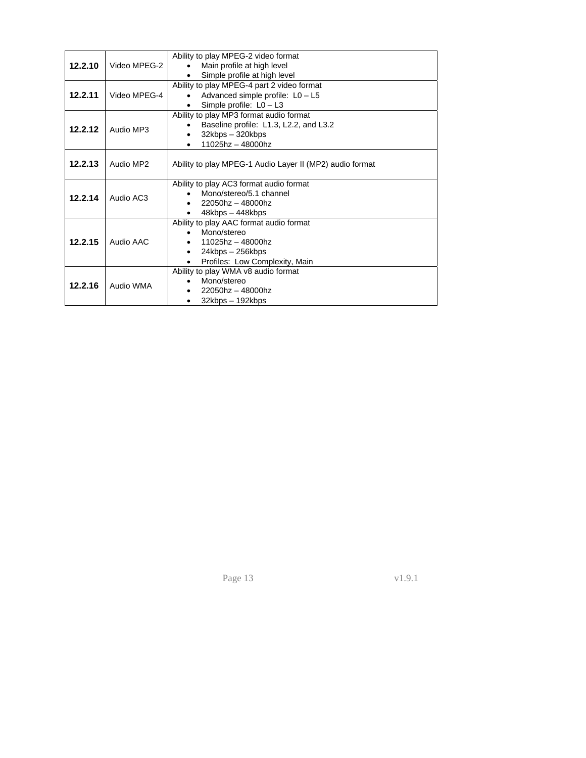| | | |
|---|---|---|
| **12.2.10** | Video MPEG-2 | Ability to play MPEG-2 video format<br>• Main profile at high level<br>• Simple profile at high level |
| **12.2.11** | Video MPEG-4 | Ability to play MPEG-4 part 2 video format<br>• Advanced simple profile: L0 – L5<br>• Simple profile: L0 – L3 |
| **12.2.12** | Audio MP3 | Ability to play MP3 format audio format<br>• Baseline profile: L1.3, L2.2, and L3.2<br>• 32kbps – 320kbps<br>• 11025hz – 48000hz |
| **12.2.13** | Audio MP2 | Ability to play MPEG-1 Audio Layer II (MP2) audio format |
| **12.2.14** | Audio AC3 | Ability to play AC3 format audio format<br>• Mono/stereo/5.1 channel<br>• 22050hz – 48000hz<br>• 48kbps – 448kbps |
| **12.2.15** | Audio AAC | Ability to play AAC format audio format<br>• Mono/stereo<br>• 11025hz – 48000hz<br>• 24kbps – 256kbps<br>• Profiles: Low Complexity, Main |
| **12.2.16** | Audio WMA | Ability to play WMA v8 audio format<br>• Mono/stereo<br>• 22050hz – 48000hz<br>• 32kbps – 192kbps |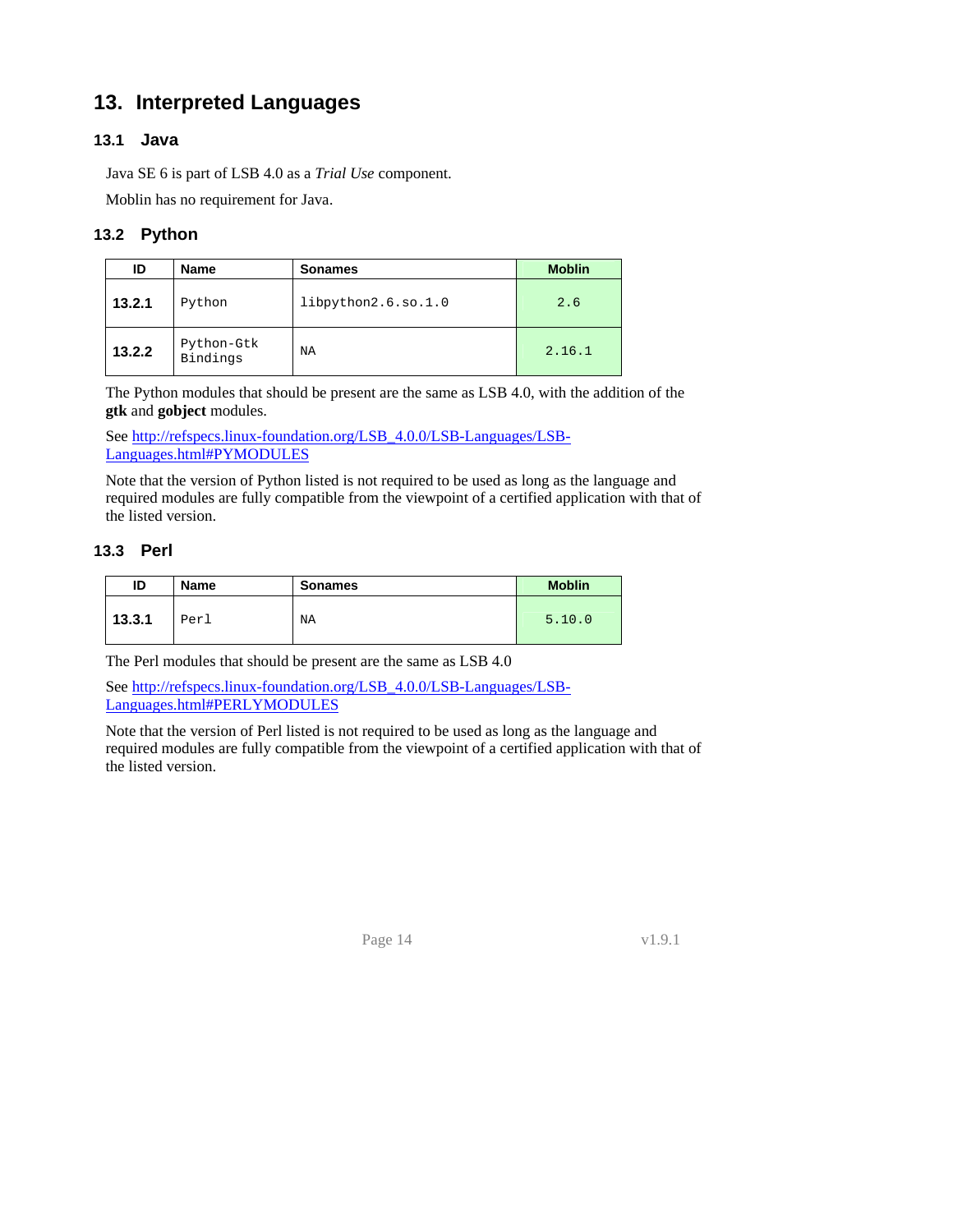# 13. Interpreted Languages

## 13.1 Java

Java SE 6 is part of LSB 4.0 as a *Trial Use* component.

Moblin has no requirement for Java.

## 13.2 Python

| ID | Name | Sonames | Moblin |
|---|---|---|---|
| **13.2.1** | Python | libpython2.6.so.1.0 | 2.6 |
| **13.2.2** | Python-Gtk Bindings | NA | 2.16.1 |

The Python modules that should be present are the same as LSB 4.0, with the addition of the **gtk** and **gobject** modules.

See [http://refspecs.linux-foundation.org/LSB_4.0.0/LSB-Languages/LSB-Languages.html#PYMODULES](http://refspecs.linux-foundation.org/LSB_4.0.0/LSB-Languages/LSB-Languages.html#PYMODULES)

Note that the version of Python listed is not required to be used as long as the language and required modules are fully compatible from the viewpoint of a certified application with that of the listed version.

## 13.3 Perl

| ID | Name | Sonames | Moblin |
|---|---|---|---|
| **13.3.1** | Perl | NA | 5.10.0 |

The Perl modules that should be present are the same as LSB 4.0

See [http://refspecs.linux-foundation.org/LSB_4.0.0/LSB-Languages/LSB-Languages.html#PERLYMODULES](http://refspecs.linux-foundation.org/LSB_4.0.0/LSB-Languages/LSB-Languages.html#PERLYMODULES)

Note that the version of Perl listed is not required to be used as long as the language and required modules are fully compatible from the viewpoint of a certified application with that of the listed version.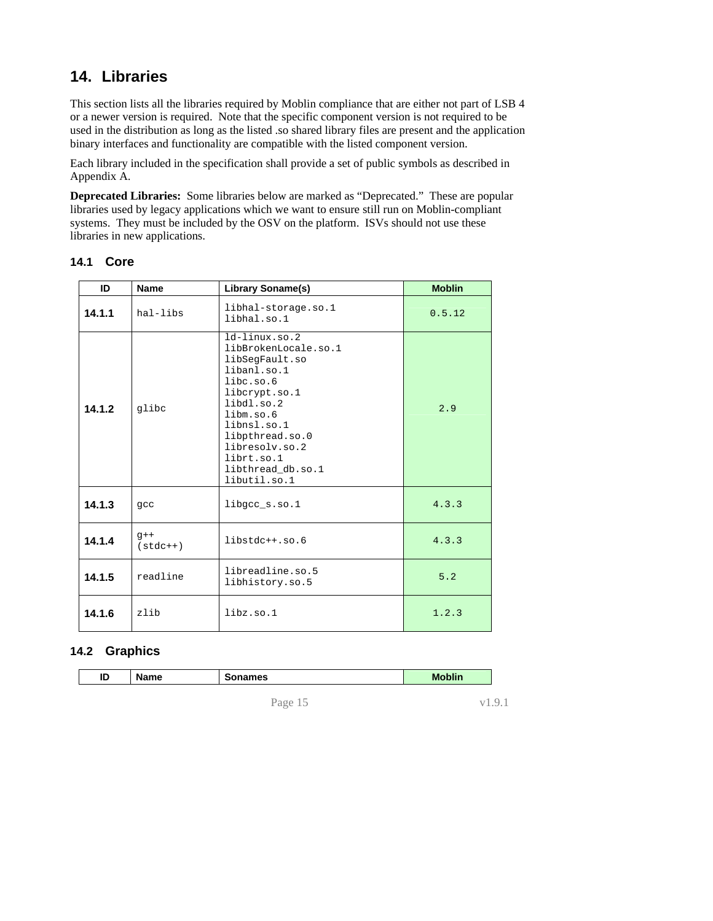# 14. Libraries

This section lists all the libraries required by Moblin compliance that are either not part of LSB 4 or a newer version is required. Note that the specific component version is not required to be used in the distribution as long as the listed .so shared library files are present and the application binary interfaces and functionality are compatible with the listed component version.

Each library included in the specification shall provide a set of public symbols as described in Appendix A.

**Deprecated Libraries:** Some libraries below are marked as "Deprecated." These are popular libraries used by legacy applications which we want to ensure still run on Moblin-compliant systems. They must be included by the OSV on the platform. ISVs should not use these libraries in new applications.

## 14.1 Core

| ID | Name | Library Soname(s) | Moblin |
|---|---|---|---|
| **14.1.1** | hal-libs | libhal-storage.so.1<br>libhal.so.1 | 0.5.12 |
| **14.1.2** | glibc | ld-linux.so.2<br>libBrokenLocale.so.1<br>libSegFault.so<br>libanl.so.1<br>libc.so.6<br>libcrypt.so.1<br>libdl.so.2<br>libm.so.6<br>libnsl.so.1<br>libpthread.so.0<br>libresolv.so.2<br>librt.so.1<br>libthread_db.so.1<br>libutil.so.1 | 2.9 |
| **14.1.3** | gcc | libgcc_s.so.1 | 4.3.3 |
| **14.1.4** | g++ (stdc++) | libstdc++.so.6 | 4.3.3 |
| **14.1.5** | readline | libreadline.so.5<br>libhistory.so.5 | 5.2 |
| **14.1.6** | zlib | libz.so.1 | 1.2.3 |

## 14.2 Graphics

| ID | Name | Sonames | Moblin |
|---|---|---|---|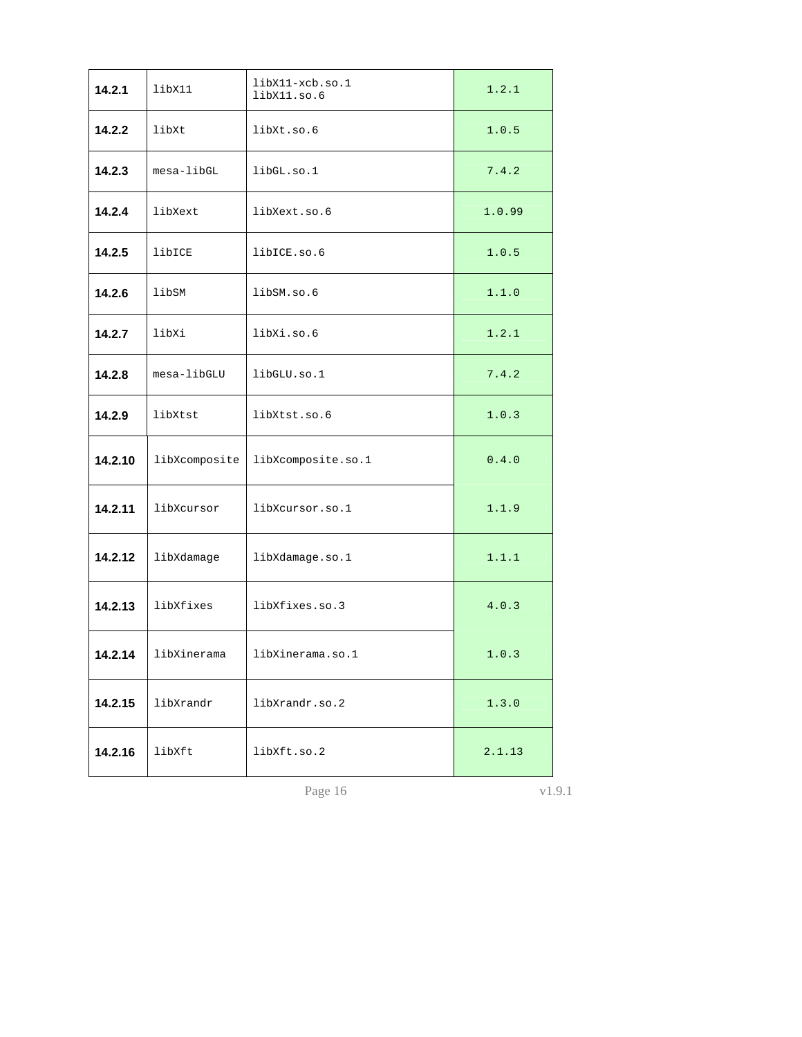| | | | |
|---|---|---|---|
| **14.2.1** | libX11 | libX11-xcb.so.1<br>libX11.so.6 | 1.2.1 |
| **14.2.2** | libXt | libXt.so.6 | 1.0.5 |
| **14.2.3** | mesa-libGL | libGL.so.1 | 7.4.2 |
| **14.2.4** | libXext | libXext.so.6 | 1.0.99 |
| **14.2.5** | libICE | libICE.so.6 | 1.0.5 |
| **14.2.6** | libSM | libSM.so.6 | 1.1.0 |
| **14.2.7** | libXi | libXi.so.6 | 1.2.1 |
| **14.2.8** | mesa-libGLU | libGLU.so.1 | 7.4.2 |
| **14.2.9** | libXtst | libXtst.so.6 | 1.0.3 |
| **14.2.10** | libXcomposite | libXcomposite.so.1 | 0.4.0 |
| **14.2.11** | libXcursor | libXcursor.so.1 | 1.1.9 |
| **14.2.12** | libXdamage | libXdamage.so.1 | 1.1.1 |
| **14.2.13** | libXfixes | libXfixes.so.3 | 4.0.3 |
| **14.2.14** | libXinerama | libXinerama.so.1 | 1.0.3 |
| **14.2.15** | libXrandr | libXrandr.so.2 | 1.3.0 |
| **14.2.16** | libXft | libXft.so.2 | 2.1.13 |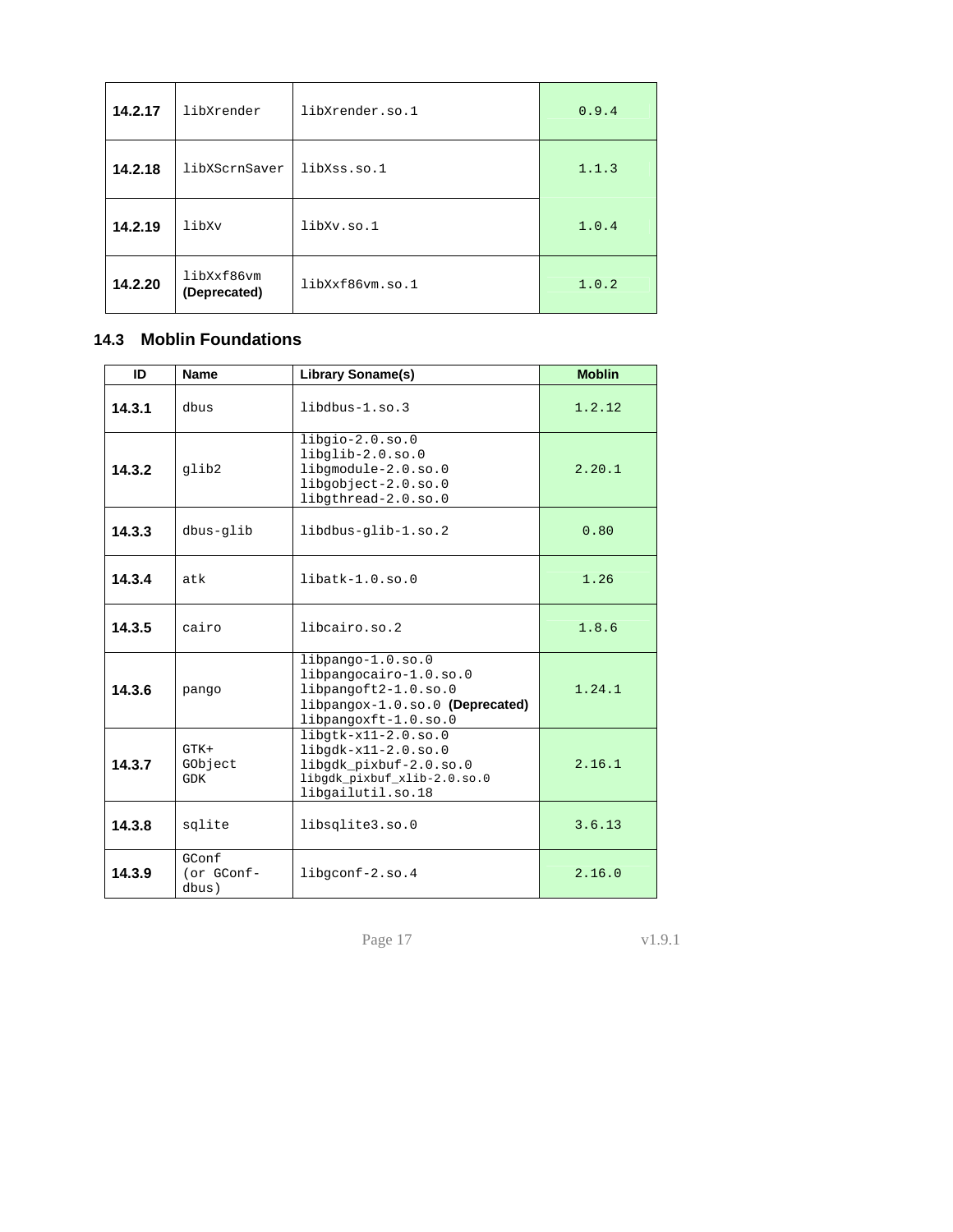| | | | |
|---|---|---|---|
| **14.2.17** | libXrender | libXrender.so.1 | 0.9.4 |
| **14.2.18** | libXScrnSaver | libXss.so.1 | 1.1.3 |
| **14.2.19** | libXv | libXv.so.1 | 1.0.4 |
| **14.2.20** | libXxf86vm **(Deprecated)** | libXxf86vm.so.1 | 1.0.2 |

## 14.3 Moblin Foundations

| ID | Name | Library Soname(s) | Moblin |
|---|---|---|---|
| **14.3.1** | dbus | libdbus-1.so.3 | 1.2.12 |
| **14.3.2** | glib2 | libgio-2.0.so.0<br>libglib-2.0.so.0<br>libgmodule-2.0.so.0<br>libgobject-2.0.so.0<br>libgthread-2.0.so.0 | 2.20.1 |
| **14.3.3** | dbus-glib | libdbus-glib-1.so.2 | 0.80 |
| **14.3.4** | atk | libatk-1.0.so.0 | 1.26 |
| **14.3.5** | cairo | libcairo.so.2 | 1.8.6 |
| **14.3.6** | pango | libpango-1.0.so.0<br>libpangocairo-1.0.so.0<br>libpangoft2-1.0.so.0<br>libpangox-1.0.so.0 **(Deprecated)**<br>libpangoxft-1.0.so.0 | 1.24.1 |
| **14.3.7** | GTK+<br>GObject<br>GDK | libgtk-x11-2.0.so.0<br>libgdk-x11-2.0.so.0<br>libgdk_pixbuf-2.0.so.0<br>libgdk_pixbuf_xlib-2.0.so.0<br>libgailutil.so.18 | 2.16.1 |
| **14.3.8** | sqlite | libsqlite3.so.0 | 3.6.13 |
| **14.3.9** | GConf<br>(or GConf-dbus) | libgconf-2.so.4 | 2.16.0 |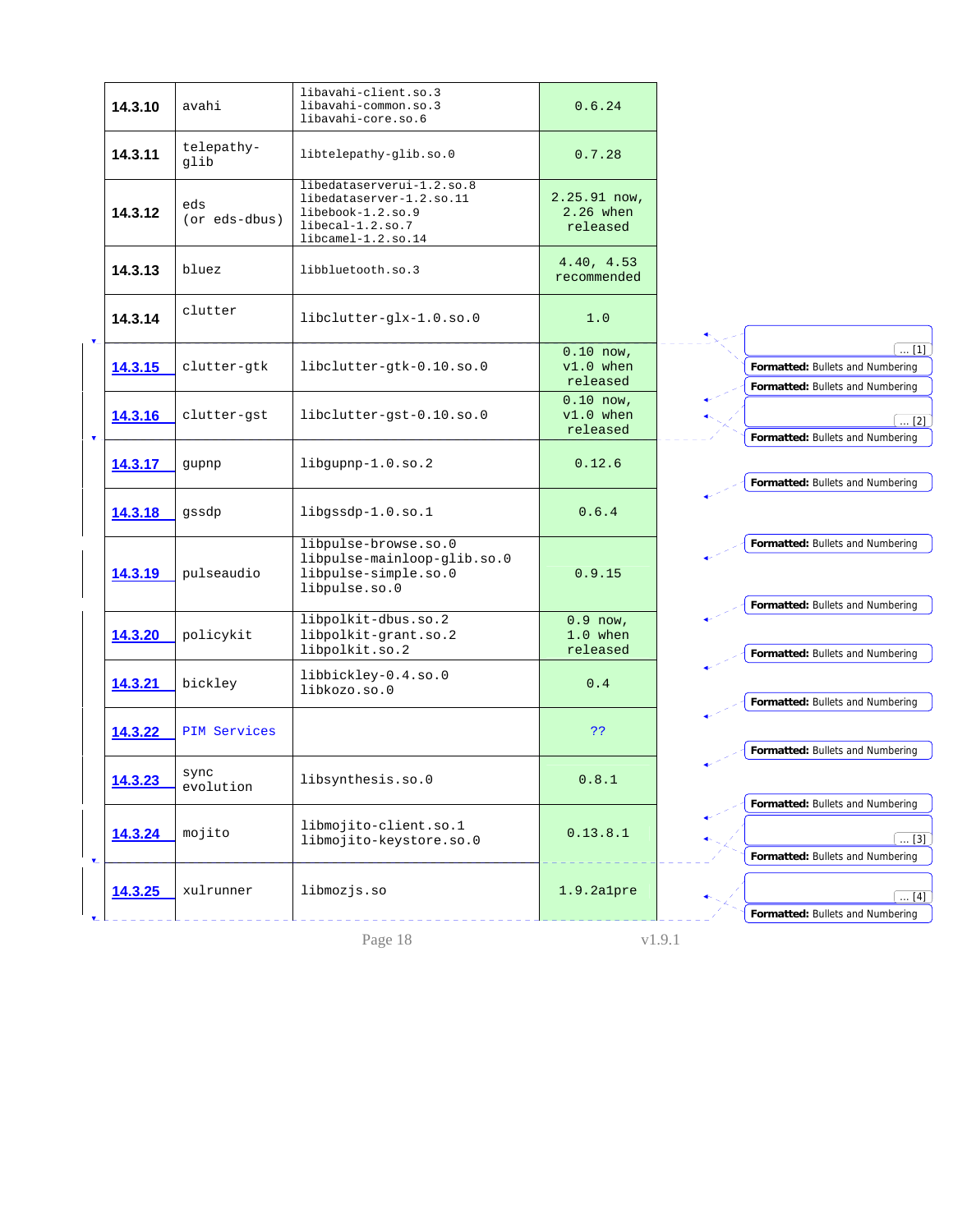| | | | |
|---|---|---|---|
| **14.3.10** | avahi | libavahi-client.so.3<br>libavahi-common.so.3<br>libavahi-core.so.6 | 0.6.24 |
| **14.3.11** | telepathy-glib | libtelepathy-glib.so.0 | 0.7.28 |
| **14.3.12** | eds<br>(or eds-dbus) | libedataserverui-1.2.so.8<br>libedataserver-1.2.so.11<br>libebook-1.2.so.9<br>libecal-1.2.so.7<br>libcamel-1.2.so.14 | 2.25.91 now, 2.26 when released |
| **14.3.13** | bluez | libbluetooth.so.3 | 4.40, 4.53 recommended |
| **14.3.14** | clutter | libclutter-glx-1.0.so.0 | 1.0 |
| **14.3.15** | clutter-gtk | libclutter-gtk-0.10.so.0 | 0.10 now, v1.0 when released |
| **14.3.16** | clutter-gst | libclutter-gst-0.10.so.0 | 0.10 now, v1.0 when released |
| **14.3.17** | gupnp | libgupnp-1.0.so.2 | 0.12.6 |
| **14.3.18** | gssdp | libgssdp-1.0.so.1 | 0.6.4 |
| **14.3.19** | pulseaudio | libpulse-browse.so.0<br>libpulse-mainloop-glib.so.0<br>libpulse-simple.so.0<br>libpulse.so.0 | 0.9.15 |
| **14.3.20** | policykit | libpolkit-dbus.so.2<br>libpolkit-grant.so.2<br>libpolkit.so.2 | 0.9 now, 1.0 when released |
| **14.3.21** | bickley | libbickley-0.4.so.0<br>libkozo.so.0 | 0.4 |
| **14.3.22** | PIM Services | | ?? |
| **14.3.23** | sync evolution | libsynthesis.so.0 | 0.8.1 |
| **14.3.24** | mojito | libmojito-client.so.1<br>libmojito-keystore.so.0 | 0.13.8.1 |
| **14.3.25** | xulrunner | libmozjs.so | 1.9.2a1pre |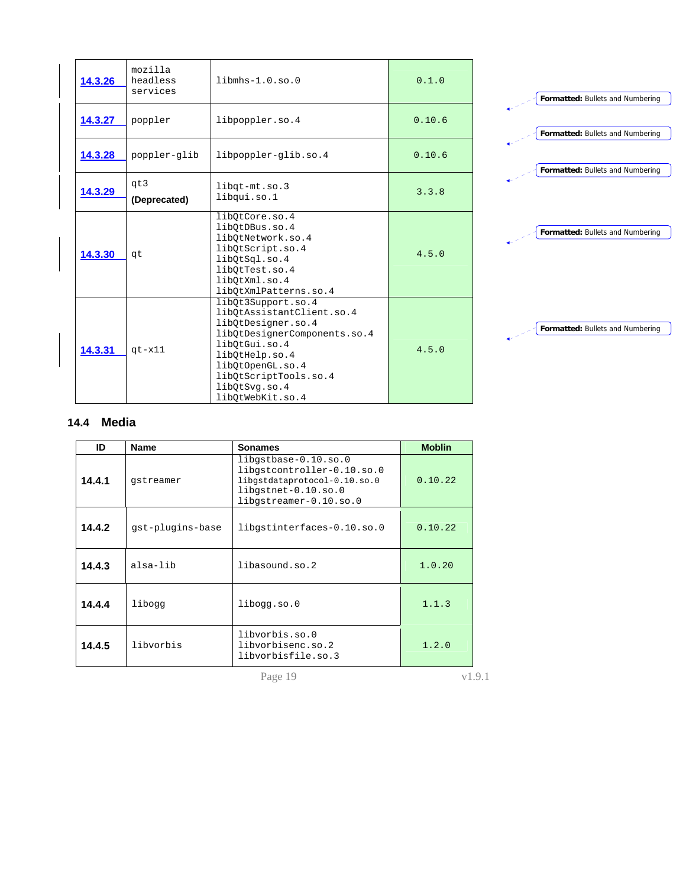| | | | |
|---|---|---|---|
| 14.3.26 | mozilla headless services | libmhs-1.0.so.0 | 0.1.0 |
| 14.3.27 | poppler | libpoppler.so.4 | 0.10.6 |
| 14.3.28 | poppler-glib | libpoppler-glib.so.4 | 0.10.6 |
| 14.3.29 | qt3 **(Deprecated)** | libqt-mt.so.3<br>libqui.so.1 | 3.3.8 |
| 14.3.30 | qt | libQtCore.so.4<br>libQtDBus.so.4<br>libQtNetwork.so.4<br>libQtScript.so.4<br>libQtSql.so.4<br>libQtTest.so.4<br>libQtXml.so.4<br>libQtXmlPatterns.so.4 | 4.5.0 |
| 14.3.31 | qt-x11 | libQt3Support.so.4<br>libQtAssistantClient.so.4<br>libQtDesigner.so.4<br>libQtDesignerComponents.so.4<br>libQtGui.so.4<br>libQtHelp.so.4<br>libQtOpenGL.so.4<br>libQtScriptTools.so.4<br>libQtSvg.so.4<br>libQtWebKit.so.4 | 4.5.0 |

## 14.4 Media

| ID | Name | Sonames | Moblin |
|---|---|---|---|
| 14.4.1 | gstreamer | libgstbase-0.10.so.0<br>libgstcontroller-0.10.so.0<br>libgstdataprotocol-0.10.so.0<br>libgstnet-0.10.so.0<br>libgstreamer-0.10.so.0 | 0.10.22 |
| 14.4.2 | gst-plugins-base | libgstinterfaces-0.10.so.0 | 0.10.22 |
| 14.4.3 | alsa-lib | libasound.so.2 | 1.0.20 |
| 14.4.4 | libogg | libogg.so.0 | 1.1.3 |
| 14.4.5 | libvorbis | libvorbis.so.0<br>libvorbisenc.so.2<br>libvorbisfile.so.3 | 1.2.0 |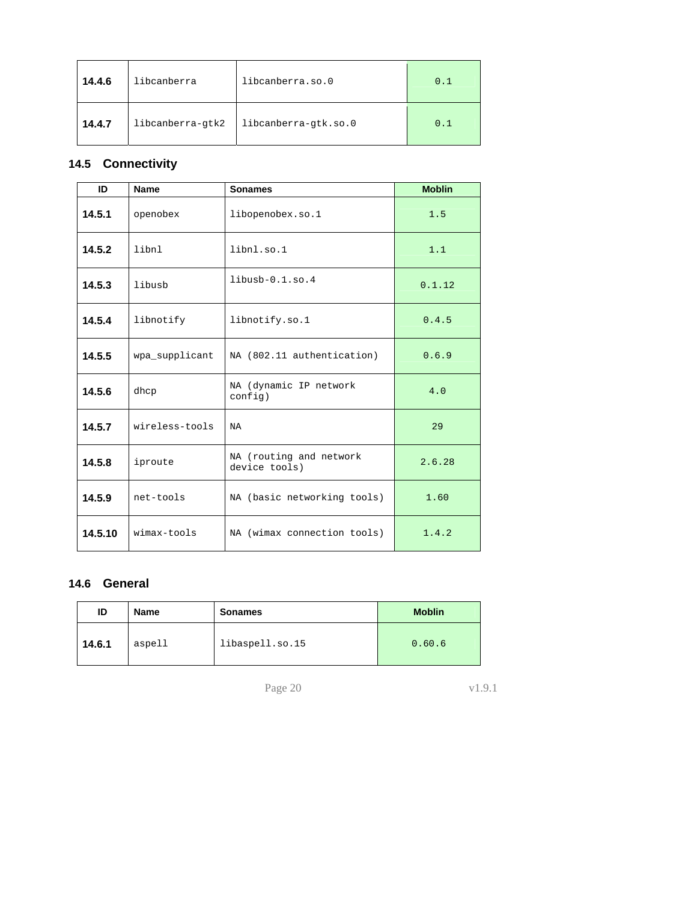| | | | |
|---|---|---|---|
| **14.4.6** | libcanberra | libcanberra.so.0 | 0.1 |
| **14.4.7** | libcanberra-gtk2 | libcanberra-gtk.so.0 | 0.1 |

### 14.5 Connectivity

| ID | Name | Sonames | Moblin |
|---|---|---|---|
| **14.5.1** | openobex | libopenobex.so.1 | 1.5 |
| **14.5.2** | libnl | libnl.so.1 | 1.1 |
| **14.5.3** | libusb | libusb-0.1.so.4 | 0.1.12 |
| **14.5.4** | libnotify | libnotify.so.1 | 0.4.5 |
| **14.5.5** | wpa_supplicant | NA (802.11 authentication) | 0.6.9 |
| **14.5.6** | dhcp | NA (dynamic IP network config) | 4.0 |
| **14.5.7** | wireless-tools | NA | 29 |
| **14.5.8** | iproute | NA (routing and network device tools) | 2.6.28 |
| **14.5.9** | net-tools | NA (basic networking tools) | 1.60 |
| **14.5.10** | wimax-tools | NA (wimax connection tools) | 1.4.2 |

### 14.6 General

| ID | Name | Sonames | Moblin |
|---|---|---|---|
| **14.6.1** | aspell | libaspell.so.15 | 0.60.6 |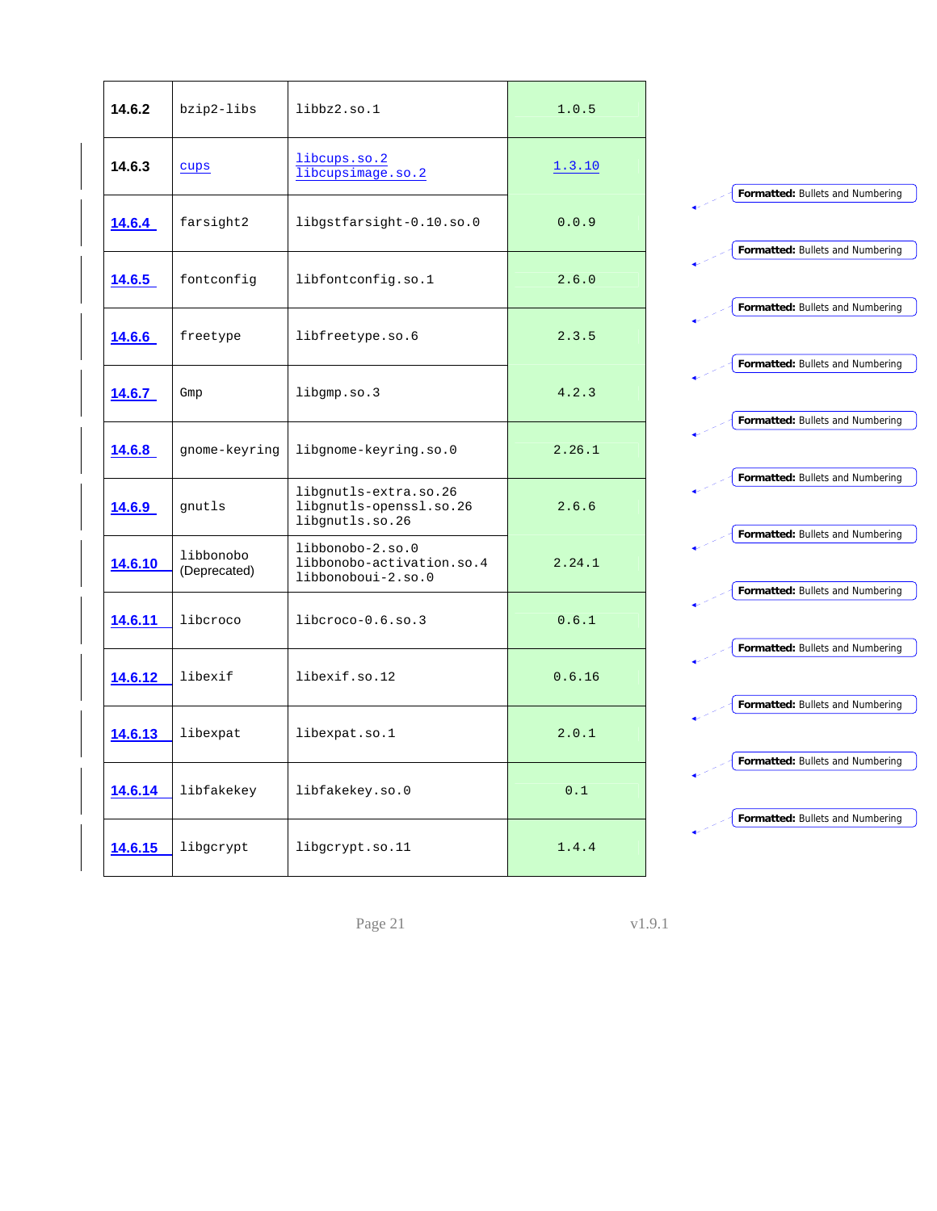| | | | |
|---|---|---|---|
| 14.6.2 | bzip2-libs | libbz2.so.1 | 1.0.5 |
| 14.6.3 | cups | libcups.so.2<br>libcupsimage.so.2 | 1.3.10 |
| 14.6.4 | farsight2 | libgstfarsight-0.10.so.0 | 0.0.9 |
| 14.6.5 | fontconfig | libfontconfig.so.1 | 2.6.0 |
| 14.6.6 | freetype | libfreetype.so.6 | 2.3.5 |
| 14.6.7 | Gmp | libgmp.so.3 | 4.2.3 |
| 14.6.8 | gnome-keyring | libgnome-keyring.so.0 | 2.26.1 |
| 14.6.9 | gnutls | libgnutls-extra.so.26<br>libgnutls-openssl.so.26<br>libgnutls.so.26 | 2.6.6 |
| 14.6.10 | libbonobo (Deprecated) | libbonobo-2.so.0<br>libbonobo-activation.so.4<br>libbonoboui-2.so.0 | 2.24.1 |
| 14.6.11 | libcroco | libcroco-0.6.so.3 | 0.6.1 |
| 14.6.12 | libexif | libexif.so.12 | 0.6.16 |
| 14.6.13 | libexpat | libexpat.so.1 | 2.0.1 |
| 14.6.14 | libfakekey | libfakekey.so.0 | 0.1 |
| 14.6.15 | libgcrypt | libgcrypt.so.11 | 1.4.4 |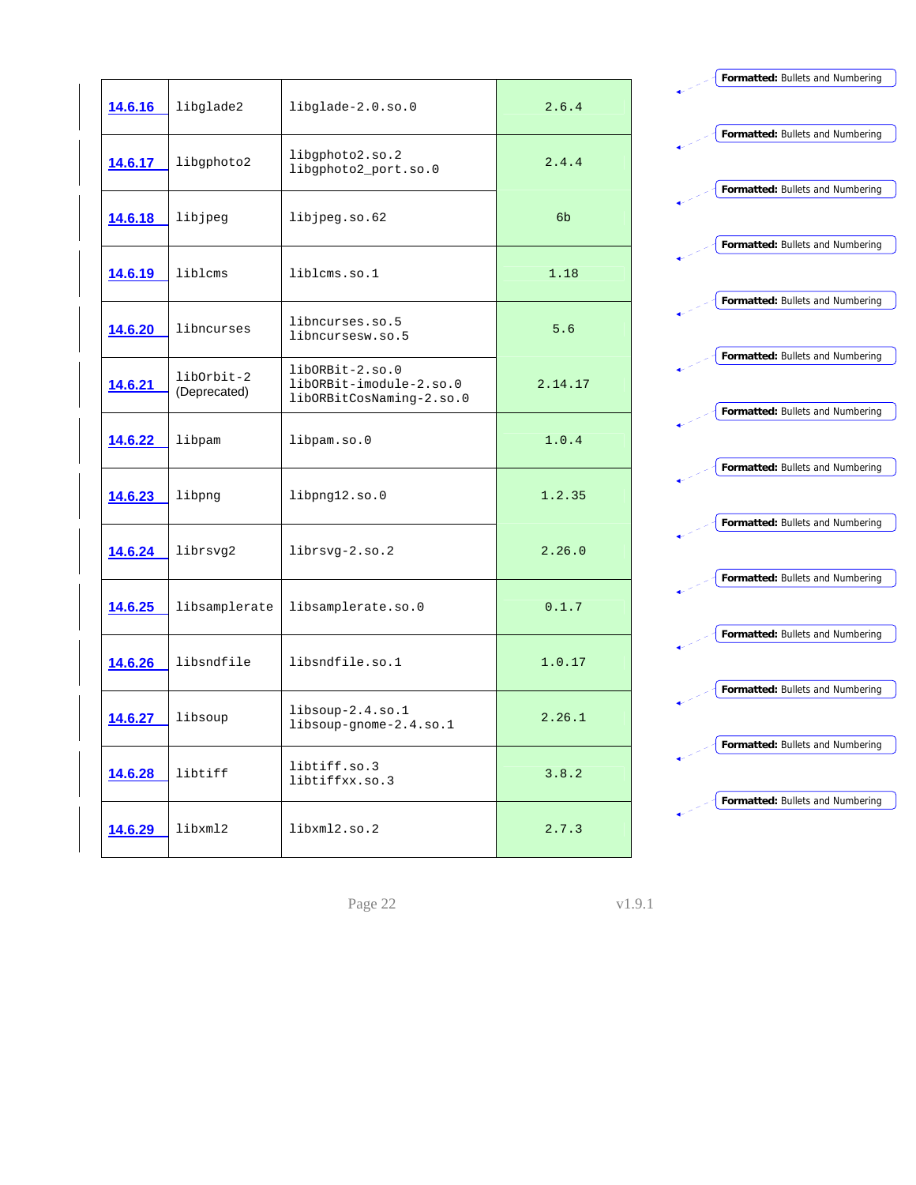| | | | |
|---|---|---|---|
| 14.6.16 | libglade2 | libglade-2.0.so.0 | 2.6.4 |
| 14.6.17 | libgphoto2 | libgphoto2.so.2<br>libgphoto2_port.so.0 | 2.4.4 |
| 14.6.18 | libjpeg | libjpeg.so.62 | 6b |
| 14.6.19 | liblcms | liblcms.so.1 | 1.18 |
| 14.6.20 | libncurses | libncurses.so.5<br>libncursesw.so.5 | 5.6 |
| 14.6.21 | libOrbit-2 (Deprecated) | libORBit-2.so.0<br>libORBit-imodule-2.so.0<br>libORBitCosNaming-2.so.0 | 2.14.17 |
| 14.6.22 | libpam | libpam.so.0 | 1.0.4 |
| 14.6.23 | libpng | libpng12.so.0 | 1.2.35 |
| 14.6.24 | librsvg2 | librsvg-2.so.2 | 2.26.0 |
| 14.6.25 | libsamplerate | libsamplerate.so.0 | 0.1.7 |
| 14.6.26 | libsndfile | libsndfile.so.1 | 1.0.17 |
| 14.6.27 | libsoup | libsoup-2.4.so.1<br>libsoup-gnome-2.4.so.1 | 2.26.1 |
| 14.6.28 | libtiff | libtiff.so.3<br>libtiffxx.so.3 | 3.8.2 |
| 14.6.29 | libxml2 | libxml2.so.2 | 2.7.3 |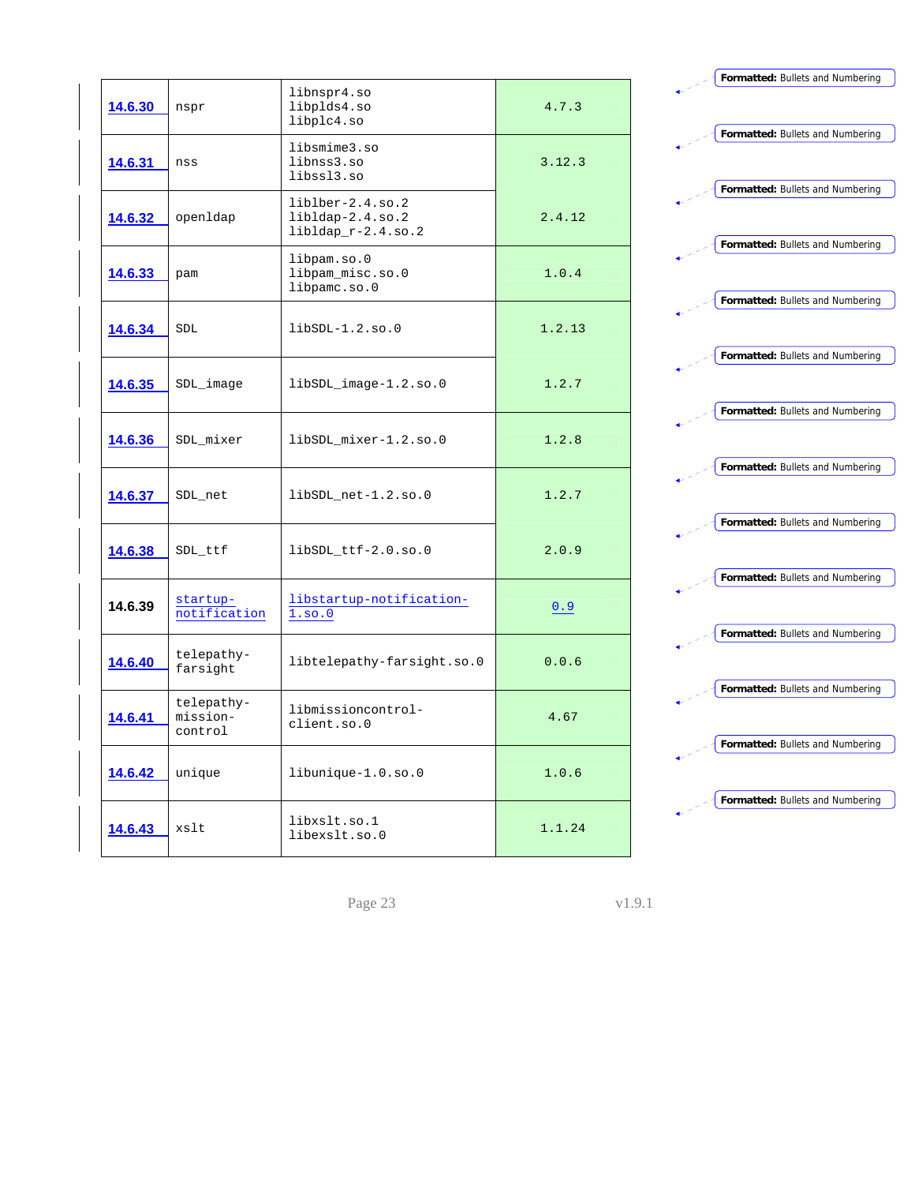| | | | |
|---|---|---|---|
| 14.6.30 | nspr | libnspr4.so<br>libplds4.so<br>libplc4.so | 4.7.3 |
| 14.6.31 | nss | libsmime3.so<br>libnss3.so<br>libssl3.so | 3.12.3 |
| 14.6.32 | openldap | liblber-2.4.so.2<br>libldap-2.4.so.2<br>libldap_r-2.4.so.2 | 2.4.12 |
| 14.6.33 | pam | libpam.so.0<br>libpam_misc.so.0<br>libpamc.so.0 | 1.0.4 |
| 14.6.34 | SDL | libSDL-1.2.so.0 | 1.2.13 |
| 14.6.35 | SDL_image | libSDL_image-1.2.so.0 | 1.2.7 |
| 14.6.36 | SDL_mixer | libSDL_mixer-1.2.so.0 | 1.2.8 |
| 14.6.37 | SDL_net | libSDL_net-1.2.so.0 | 1.2.7 |
| 14.6.38 | SDL_ttf | libSDL_ttf-2.0.so.0 | 2.0.9 |
| 14.6.39 | startup-notification | libstartup-notification-1.so.0 | 0.9 |
| 14.6.40 | telepathy-farsight | libtelepathy-farsight.so.0 | 0.0.6 |
| 14.6.41 | telepathy-mission-control | libmissioncontrol-client.so.0 | 4.67 |
| 14.6.42 | unique | libunique-1.0.so.0 | 1.0.6 |
| 14.6.43 | xslt | libxslt.so.1<br>libexslt.so.0 | 1.1.24 |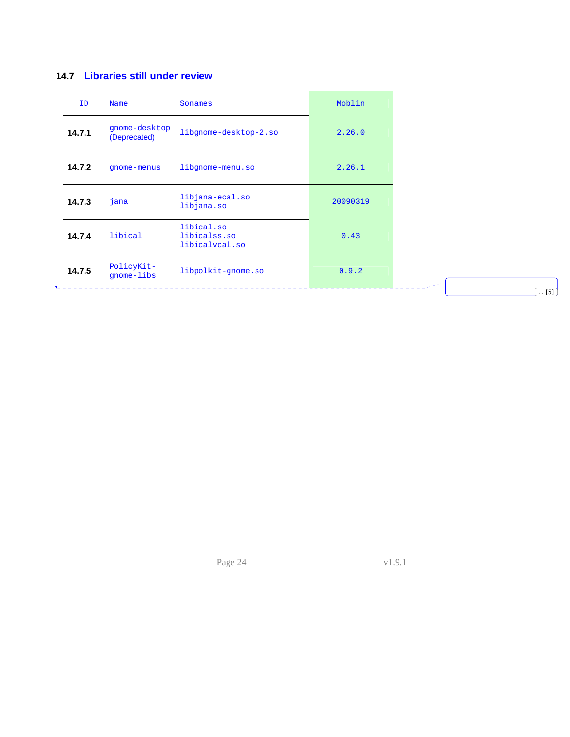## 14.7 Libraries still under review

| ID | Name | Sonames | Moblin |
|---|---|---|---|
| **14.7.1** | gnome-desktop (Deprecated) | libgnome-desktop-2.so | 2.26.0 |
| **14.7.2** | gnome-menus | libgnome-menu.so | 2.26.1 |
| **14.7.3** | jana | libjana-ecal.so<br>libjana.so | 20090319 |
| **14.7.4** | libical | libical.so<br>libicalss.so<br>libicalvcal.so | 0.43 |
| **14.7.5** | PolicyKit-gnome-libs | libpolkit-gnome.so | 0.9.2 |

... [5]

v1.9.1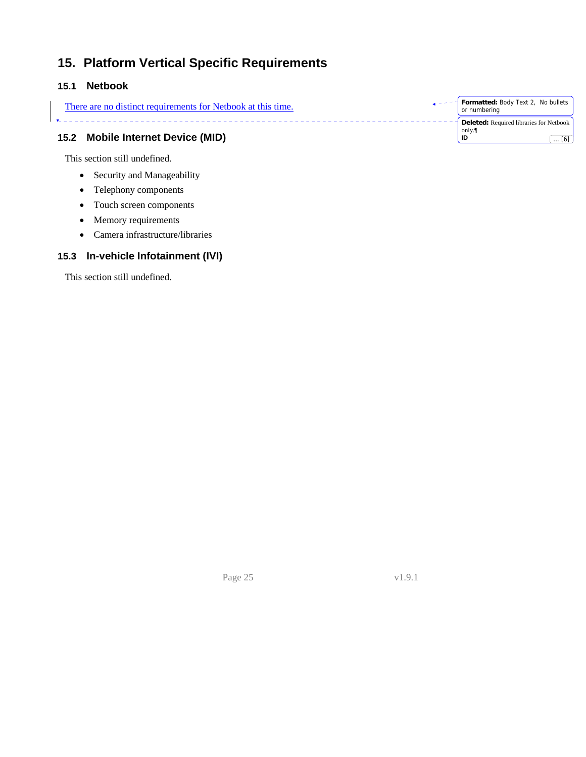# 15. Platform Vertical Specific Requirements

## 15.1 Netbook

There are no distinct requirements for Netbook at this time.

## 15.2 Mobile Internet Device (MID)

This section still undefined.

- Security and Manageability
- Telephony components
- Touch screen components
- Memory requirements
- Camera infrastructure/libraries

## 15.3 In-vehicle Infotainment (IVI)

This section still undefined.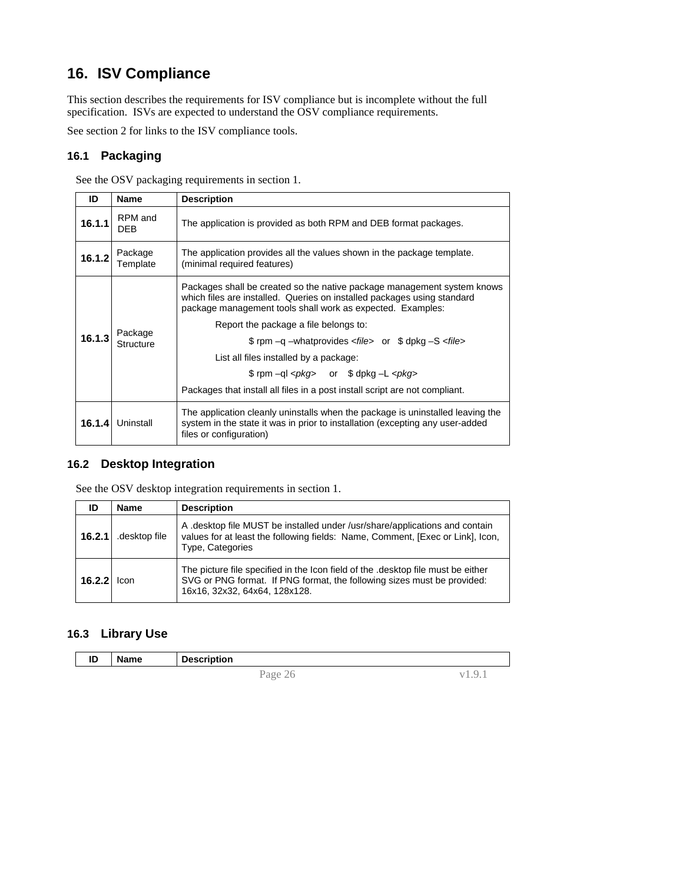# 16. ISV Compliance

This section describes the requirements for ISV compliance but is incomplete without the full specification. ISVs are expected to understand the OSV compliance requirements.

See section 2 for links to the ISV compliance tools.

## 16.1 Packaging

See the OSV packaging requirements in section 1.

| ID | Name | Description |
|---|---|---|
| **16.1.1** | RPM and DEB | The application is provided as both RPM and DEB format packages. |
| **16.1.2** | Package Template | The application provides all the values shown in the package template. (minimal required features) |
| **16.1.3** | Package Structure | Packages shall be created so the native package management system knows which files are installed. Queries on installed packages using standard package management tools shall work as expected. Examples:<br>Report the package a file belongs to:<br>$ rpm –q –whatprovides *<file>* or $ dpkg –S *<file>*<br>List all files installed by a package:<br>$ rpm –ql *<pkg>* or $ dpkg –L *<pkg>*<br>Packages that install all files in a post install script are not compliant. |
| **16.1.4** | Uninstall | The application cleanly uninstalls when the package is uninstalled leaving the system in the state it was in prior to installation (excepting any user-added files or configuration) |

## 16.2 Desktop Integration

See the OSV desktop integration requirements in section 1.

| ID | Name | Description |
|---|---|---|
| **16.2.1** | .desktop file | A .desktop file MUST be installed under /usr/share/applications and contain values for at least the following fields: Name, Comment, [Exec or Link], Icon, Type, Categories |
| **16.2.2** | Icon | The picture file specified in the Icon field of the .desktop file must be either SVG or PNG format. If PNG format, the following sizes must be provided: 16x16, 32x32, 64x64, 128x128. |

## 16.3 Library Use

| ID | Name | Description |
|---|---|---|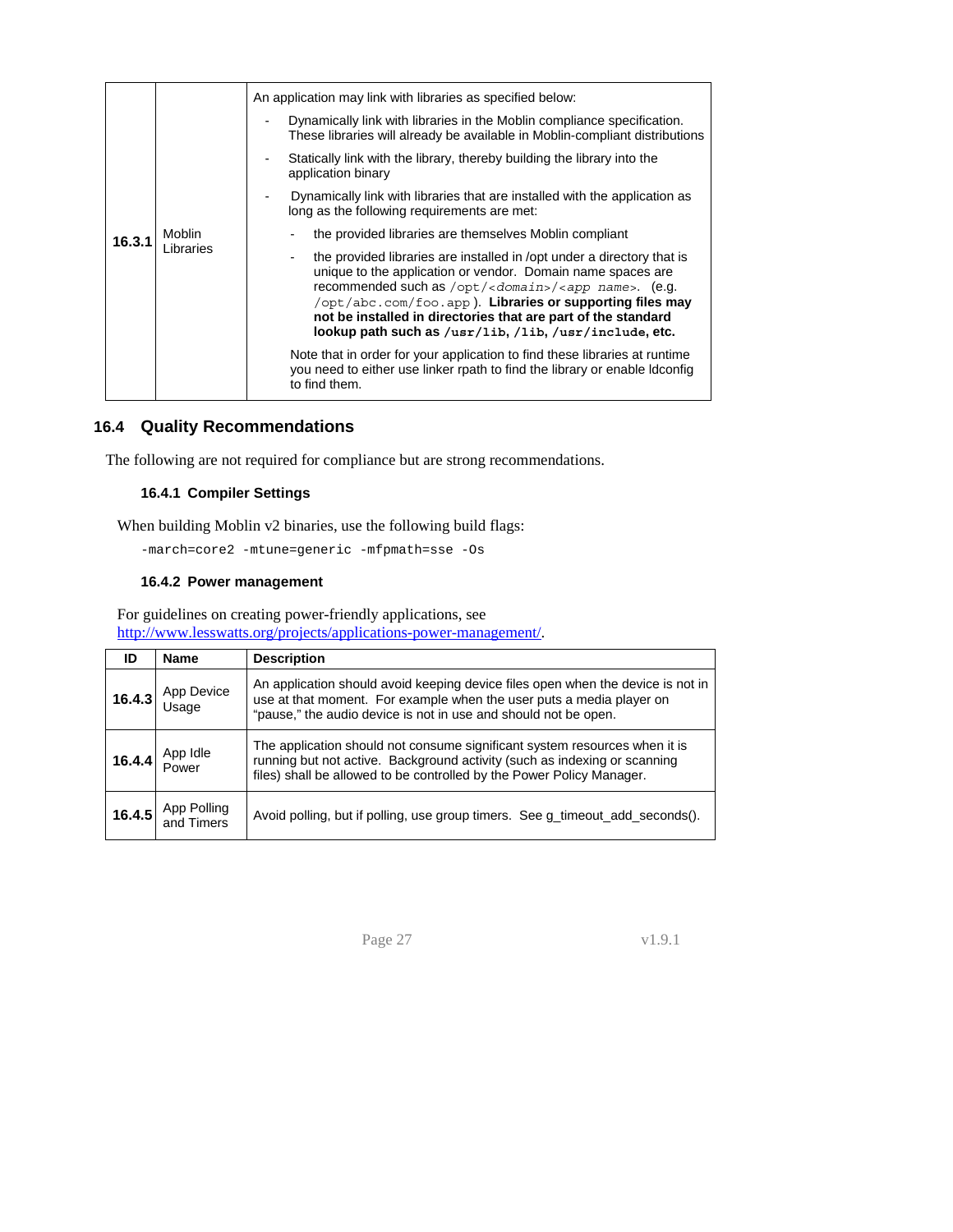| ID | Name | Description |
|---|---|---|
| **16.3.1** | Moblin Libraries | An application may link with libraries as specified below: <br> - Dynamically link with libraries in the Moblin compliance specification. These libraries will already be available in Moblin-compliant distributions <br> - Statically link with the library, thereby building the library into the application binary <br> - Dynamically link with libraries that are installed with the application as long as the following requirements are met: <br> &nbsp;&nbsp;- the provided libraries are themselves Moblin compliant <br> &nbsp;&nbsp;- the provided libraries are installed in /opt under a directory that is unique to the application or vendor. Domain name spaces are recommended such as `/opt/<domain>/<app name>`. (e.g. `/opt/abc.com/foo.app`). **Libraries or supporting files may not be installed in directories that are part of the standard lookup path such as `/usr/lib`, `/lib`, `/usr/include`, etc.** <br> Note that in order for your application to find these libraries at runtime you need to either use linker rpath to find the library or enable ldconfig to find them. |

## 16.4 Quality Recommendations

The following are not required for compliance but are strong recommendations.

### 16.4.1 Compiler Settings

When building Moblin v2 binaries, use the following build flags:

```
-march=core2 -mtune=generic -mfpmath=sse -Os
```

### 16.4.2 Power management

For guidelines on creating power-friendly applications, see http://www.lesswatts.org/projects/applications-power-management/.

| ID | Name | Description |
|---|---|---|
| **16.4.3** | App Device Usage | An application should avoid keeping device files open when the device is not in use at that moment. For example when the user puts a media player on "pause," the audio device is not in use and should not be open. |
| **16.4.4** | App Idle Power | The application should not consume significant system resources when it is running but not active. Background activity (such as indexing or scanning files) shall be allowed to be controlled by the Power Policy Manager. |
| **16.4.5** | App Polling and Timers | Avoid polling, but if polling, use group timers. See g_timeout_add_seconds(). |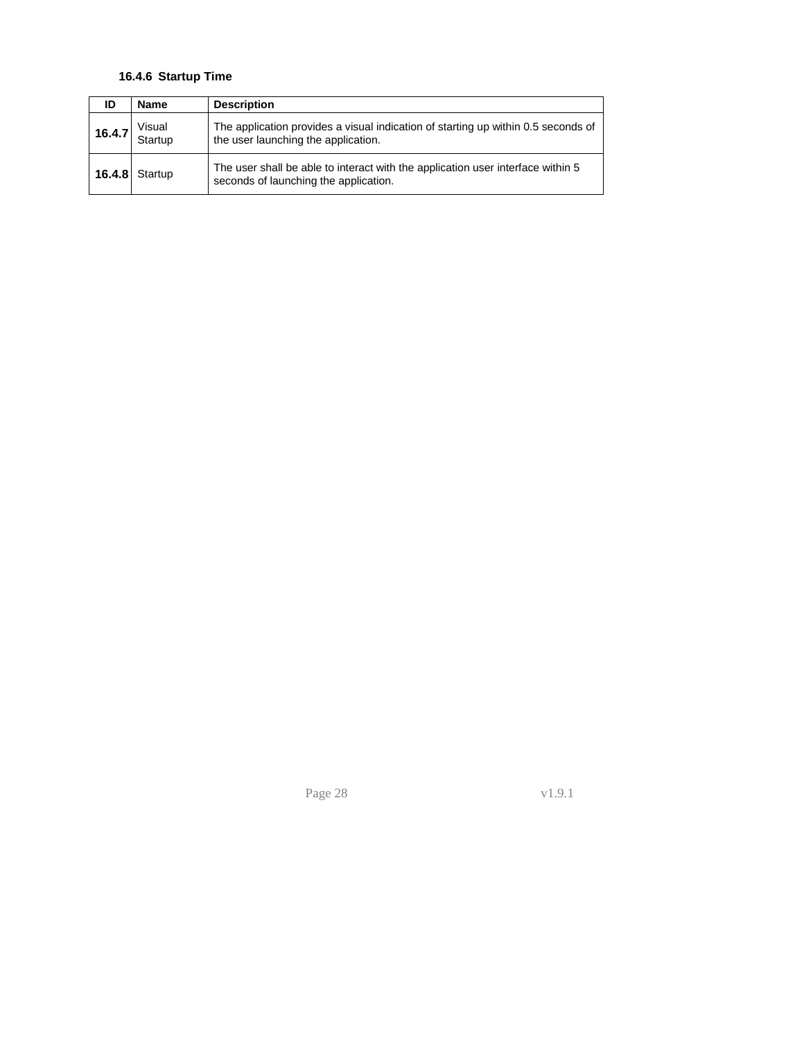#### 16.4.6 Startup Time

| ID | Name | Description |
|---|---|---|
| **16.4.7** | Visual Startup | The application provides a visual indication of starting up within 0.5 seconds of the user launching the application. |
| **16.4.8** | Startup | The user shall be able to interact with the application user interface within 5 seconds of launching the application. |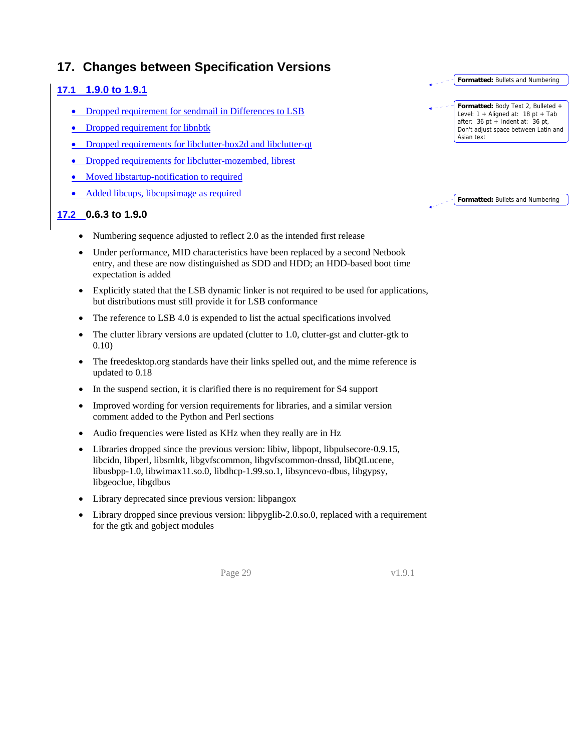# 17. Changes between Specification Versions

## 17.1 1.9.0 to 1.9.1

- Dropped requirement for sendmail in Differences to LSB
- Dropped requirement for libnbtk
- Dropped requirements for libclutter-box2d and libclutter-qt
- Dropped requirements for libclutter-mozembed, librest
- Moved libstartup-notification to required
- Added libcups, libcupsimage as required

## 17.2 0.6.3 to 1.9.0

- Numbering sequence adjusted to reflect 2.0 as the intended first release
- Under performance, MID characteristics have been replaced by a second Netbook entry, and these are now distinguished as SDD and HDD; an HDD-based boot time expectation is added
- Explicitly stated that the LSB dynamic linker is not required to be used for applications, but distributions must still provide it for LSB conformance
- The reference to LSB 4.0 is expended to list the actual specifications involved
- The clutter library versions are updated (clutter to 1.0, clutter-gst and clutter-gtk to 0.10)
- The freedesktop.org standards have their links spelled out, and the mime reference is updated to 0.18
- In the suspend section, it is clarified there is no requirement for S4 support
- Improved wording for version requirements for libraries, and a similar version comment added to the Python and Perl sections
- Audio frequencies were listed as KHz when they really are in Hz
- Libraries dropped since the previous version: libiw, libpopt, libpulsecore-0.9.15, libcidn, libperl, libsmltk, libgvfscommon, libgvfscommon-dnssd, libQtLucene, libusbpp-1.0, libwimax11.so.0, libdhcp-1.99.so.1, libsyncevo-dbus, libgypsy, libgeoclue, libgdbus
- Library deprecated since previous version: libpangox
- Library dropped since previous version: libpyglib-2.0.so.0, replaced with a requirement for the gtk and gobject modules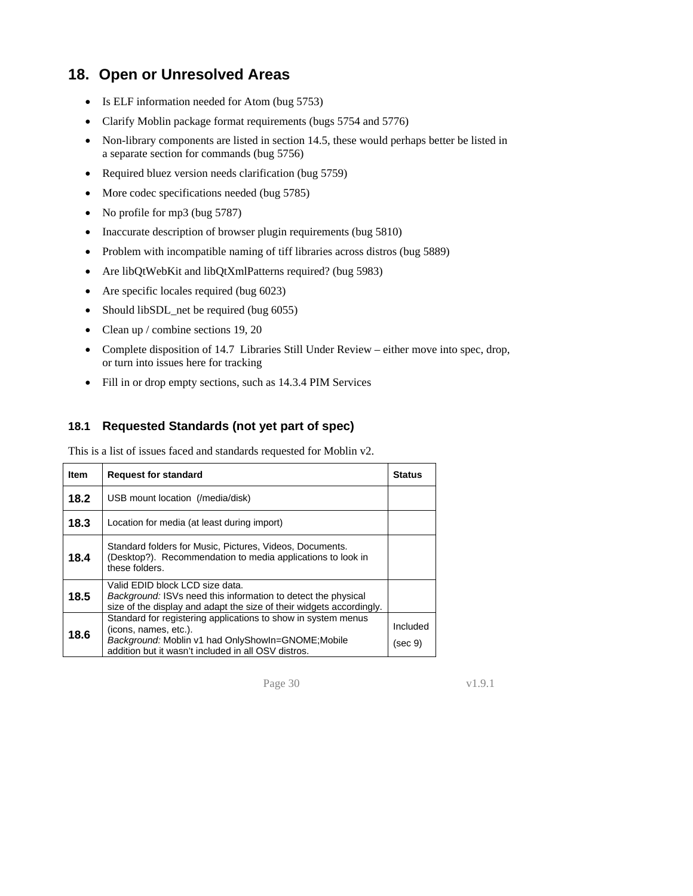# 18. Open or Unresolved Areas

- Is ELF information needed for Atom (bug 5753)
- Clarify Moblin package format requirements (bugs 5754 and 5776)
- Non-library components are listed in section 14.5, these would perhaps better be listed in a separate section for commands (bug 5756)
- Required bluez version needs clarification (bug 5759)
- More codec specifications needed (bug 5785)
- No profile for mp3 (bug 5787)
- Inaccurate description of browser plugin requirements (bug 5810)
- Problem with incompatible naming of tiff libraries across distros (bug 5889)
- Are libQtWebKit and libQtXmlPatterns required? (bug 5983)
- Are specific locales required (bug 6023)
- Should libSDL_net be required (bug 6055)
- Clean up / combine sections 19, 20
- Complete disposition of 14.7 Libraries Still Under Review – either move into spec, drop, or turn into issues here for tracking
- Fill in or drop empty sections, such as 14.3.4 PIM Services

## 18.1 Requested Standards (not yet part of spec)

This is a list of issues faced and standards requested for Moblin v2.

| Item | Request for standard | Status |
|---|---|---|
| **18.2** | USB mount location (/media/disk) | |
| **18.3** | Location for media (at least during import) | |
| **18.4** | Standard folders for Music, Pictures, Videos, Documents. (Desktop?). Recommendation to media applications to look in these folders. | |
| **18.5** | Valid EDID block LCD size data. *Background:* ISVs need this information to detect the physical size of the display and adapt the size of their widgets accordingly. | |
| **18.6** | Standard for registering applications to show in system menus (icons, names, etc.). *Background:* Moblin v1 had OnlyShowIn=GNOME;Mobile addition but it wasn't included in all OSV distros. | Included (sec 9) |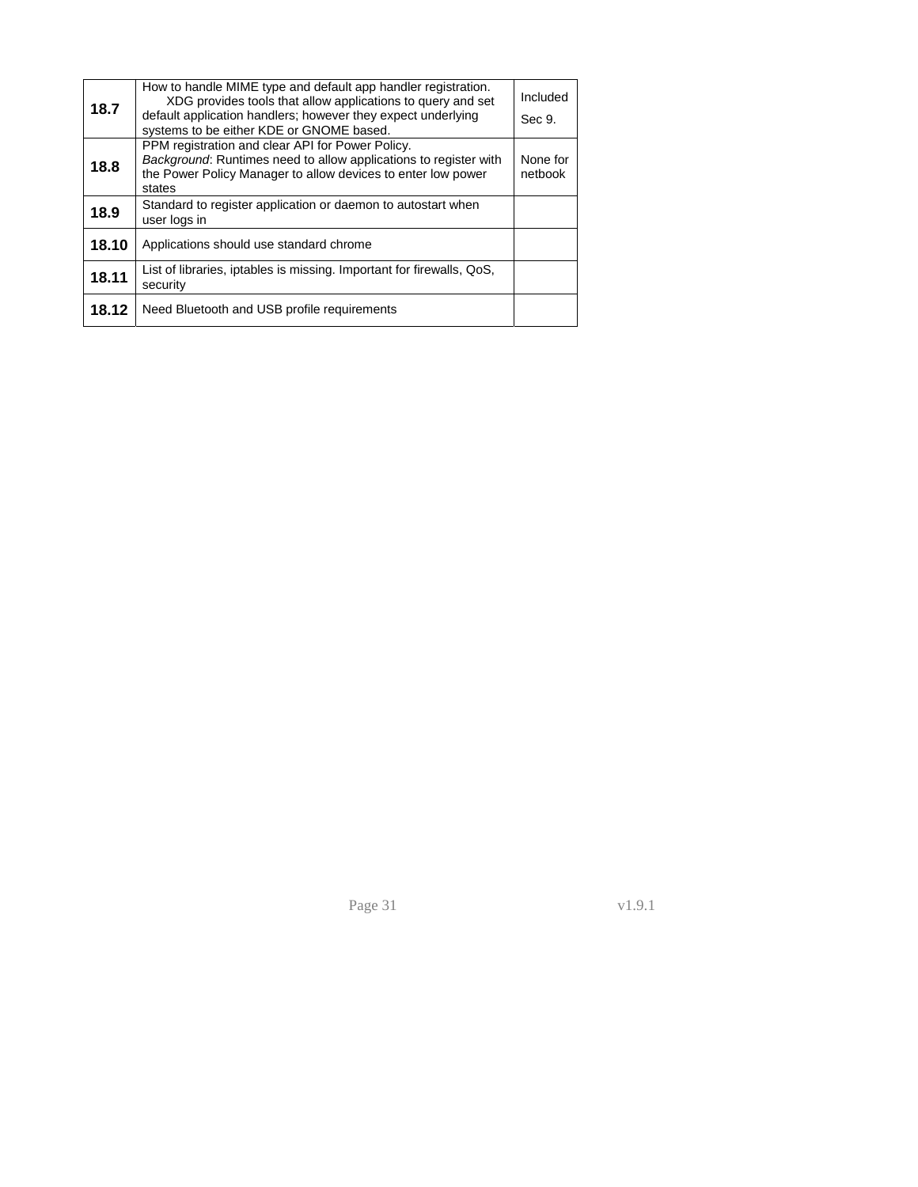| | | |
|---|---|---|
| **18.7** | How to handle MIME type and default app handler registration. XDG provides tools that allow applications to query and set default application handlers; however they expect underlying systems to be either KDE or GNOME based. | Included Sec 9. |
| **18.8** | PPM registration and clear API for Power Policy. *Background*: Runtimes need to allow applications to register with the Power Policy Manager to allow devices to enter low power states | None for netbook |
| **18.9** | Standard to register application or daemon to autostart when user logs in | |
| **18.10** | Applications should use standard chrome | |
| **18.11** | List of libraries, iptables is missing. Important for firewalls, QoS, security | |
| **18.12** | Need Bluetooth and USB profile requirements | |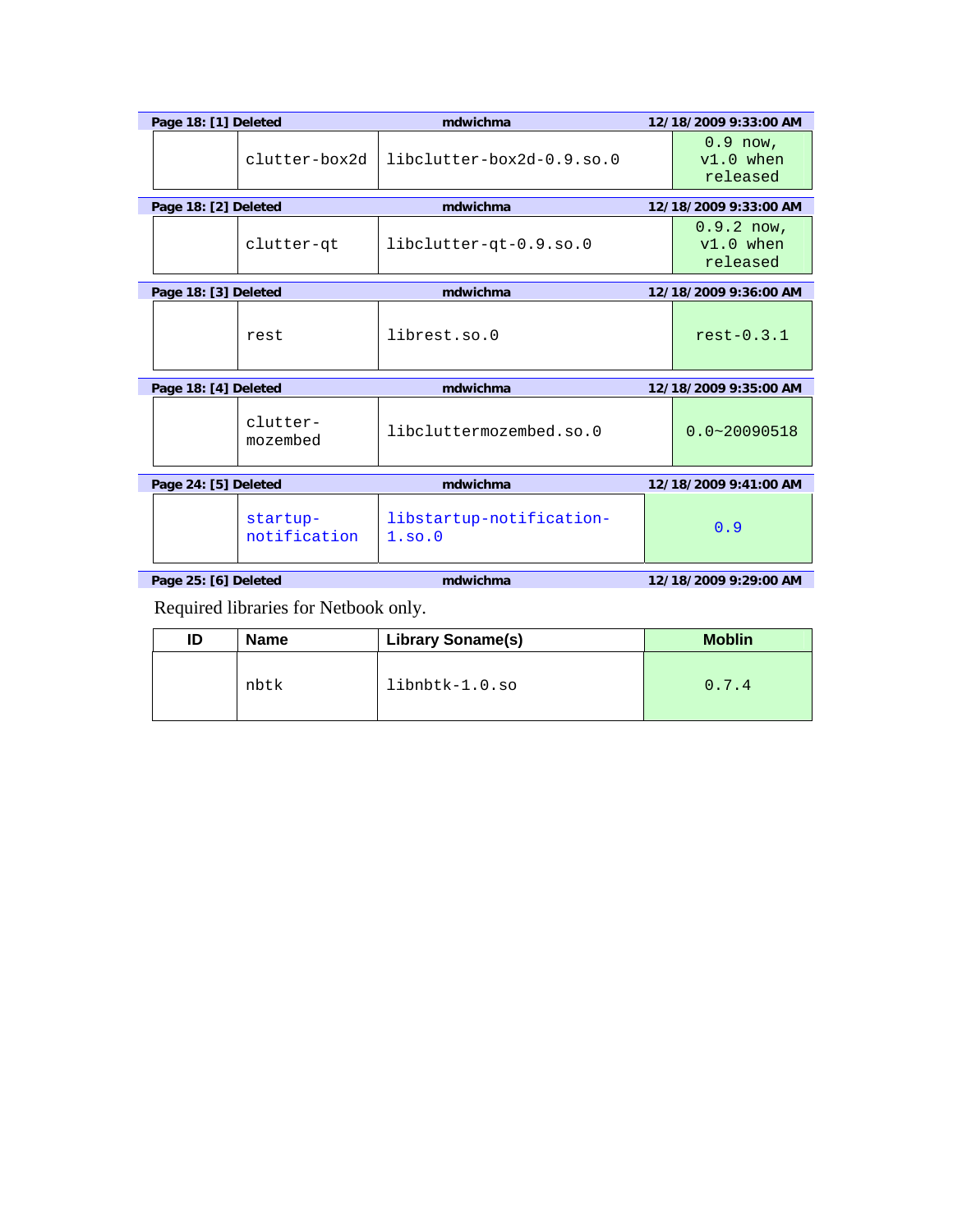**Page 18: [1] Deleted** **mdwichma** **12/18/2009 9:33:00 AM**

| | | | |
|---|---|---|---|
| | clutter-box2d | libclutter-box2d-0.9.so.0 | 0.9 now, v1.0 when released |

**Page 18: [2] Deleted** **mdwichma** **12/18/2009 9:33:00 AM**

| | | | |
|---|---|---|---|
| | clutter-qt | libclutter-qt-0.9.so.0 | 0.9.2 now, v1.0 when released |

**Page 18: [3] Deleted** **mdwichma** **12/18/2009 9:36:00 AM**

| | | | |
|---|---|---|---|
| | rest | librest.so.0 | rest-0.3.1 |

**Page 18: [4] Deleted** **mdwichma** **12/18/2009 9:35:00 AM**

| | | | |
|---|---|---|---|
| | clutter-mozembed | libcluttermozembed.so.0 | 0.0~20090518 |

**Page 24: [5] Deleted** **mdwichma** **12/18/2009 9:41:00 AM**

| | | | |
|---|---|---|---|
| | startup-notification | libstartup-notification-1.so.0 | 0.9 |

**Page 25: [6] Deleted** **mdwichma** **12/18/2009 9:29:00 AM**

Required libraries for Netbook only.

| ID | Name | Library Soname(s) | Moblin |
|---|---|---|---|
| | nbtk | libnbtk-1.0.so | 0.7.4 |